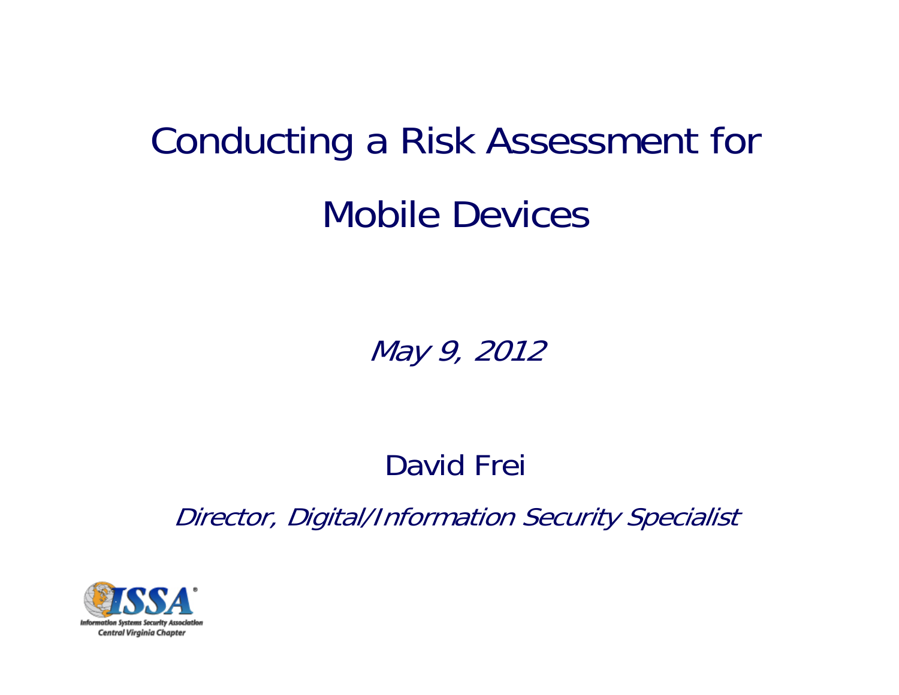# Conducting a Risk Assessment for Mobile Devices

*May 9, 2012*

David Frei

*Director, Digital/Information Security Specialist*

ISSA
Information Systems Security Association
Central Virginia Chapter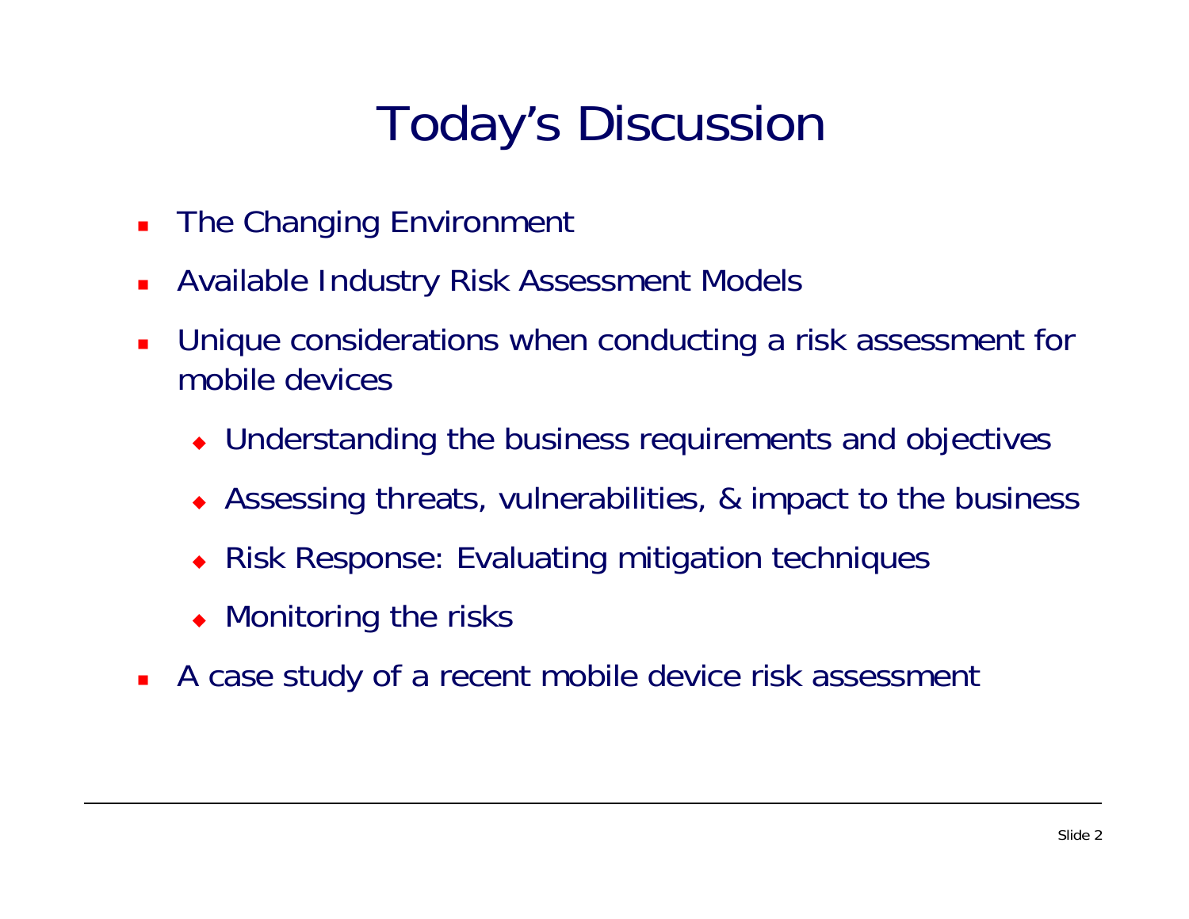# Today's Discussion

- The Changing Environment
- Available Industry Risk Assessment Models
- Unique considerations when conducting a risk assessment for mobile devices
  - Understanding the business requirements and objectives
  - Assessing threats, vulnerabilities, & impact to the business
  - Risk Response: Evaluating mitigation techniques
  - Monitoring the risks
- A case study of a recent mobile device risk assessment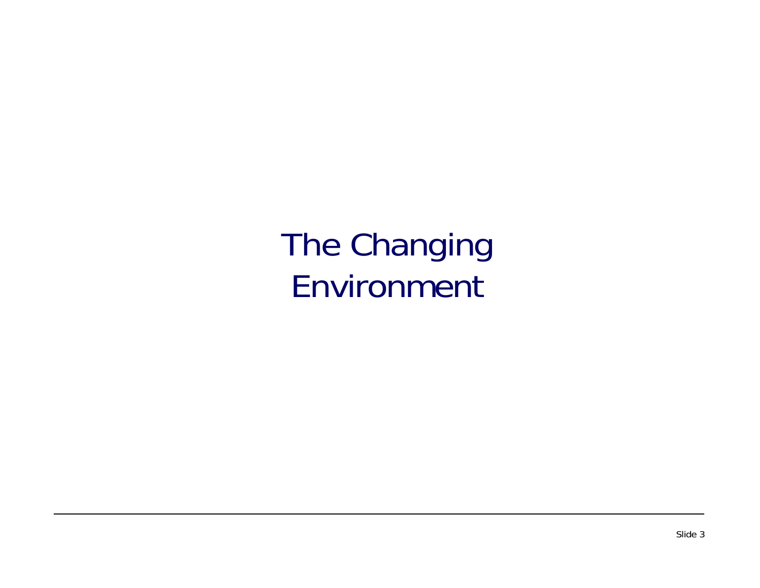# The Changing Environment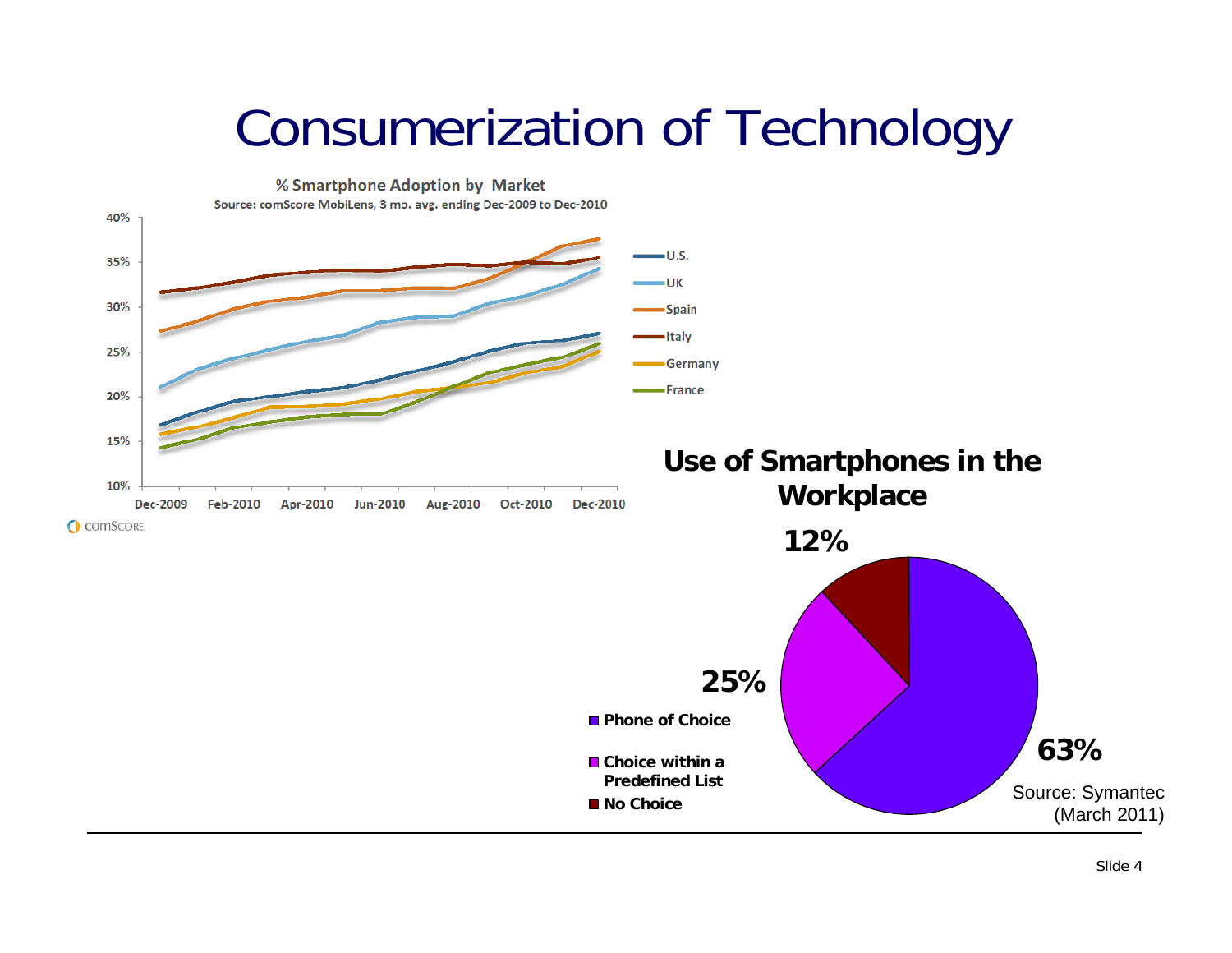# Consumerization of Technology

**% Smartphone Adoption by Market**

Source: comScore MobiLens, 3 mo. avg. ending Dec-2009 to Dec-2010

40%
35%
30%
25%
20%
15%
10%

Dec-2009 Feb-2010 Apr-2010 Jun-2010 Aug-2010 Oct-2010 Dec-2010

- U.S.
- UK
- Spain
- Italy
- Germany
- France

comScore.

**Use of Smartphones in the Workplace**

- Phone of Choice — 63%
- Choice within a Predefined List — 25%
- No Choice — 12%

Source: Symantec (March 2011)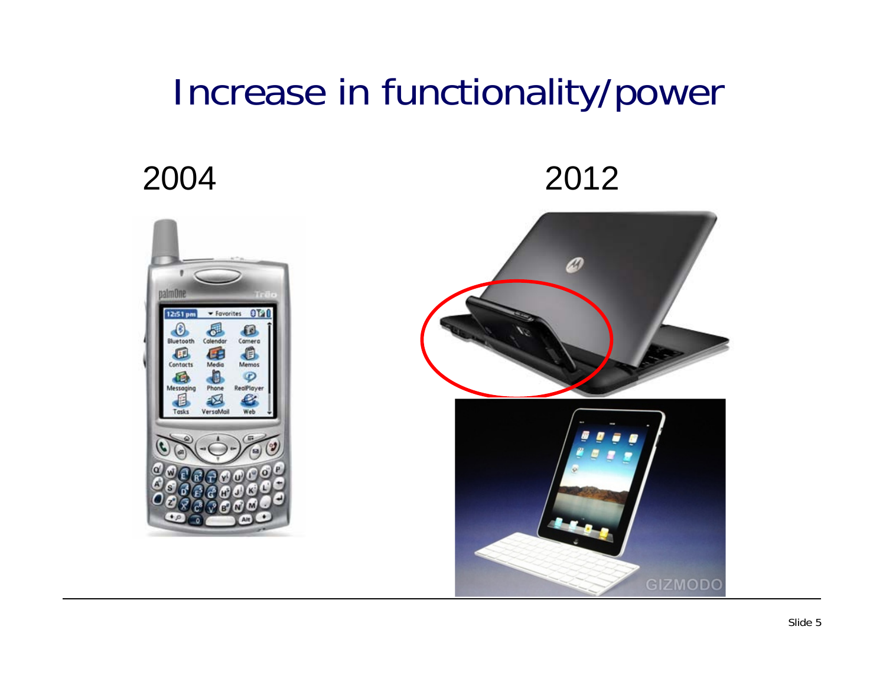# Increase in functionality/power

2004

2012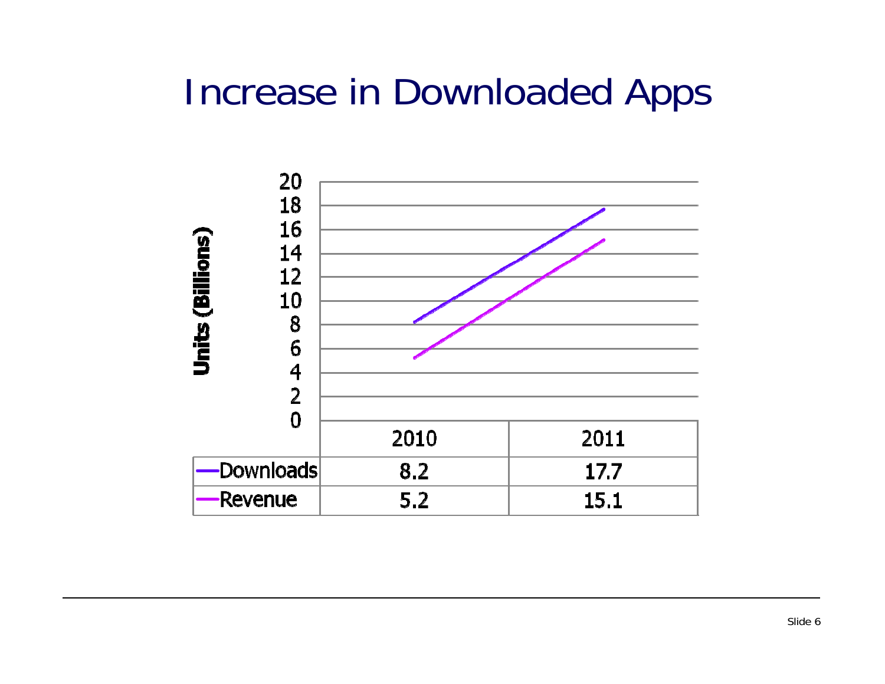# Increase in Downloaded Apps

Units (Billions)

| | 2010 | 2011 |
|---|---|---|
| Downloads | 8.2 | 17.7 |
| Revenue | 5.2 | 15.1 |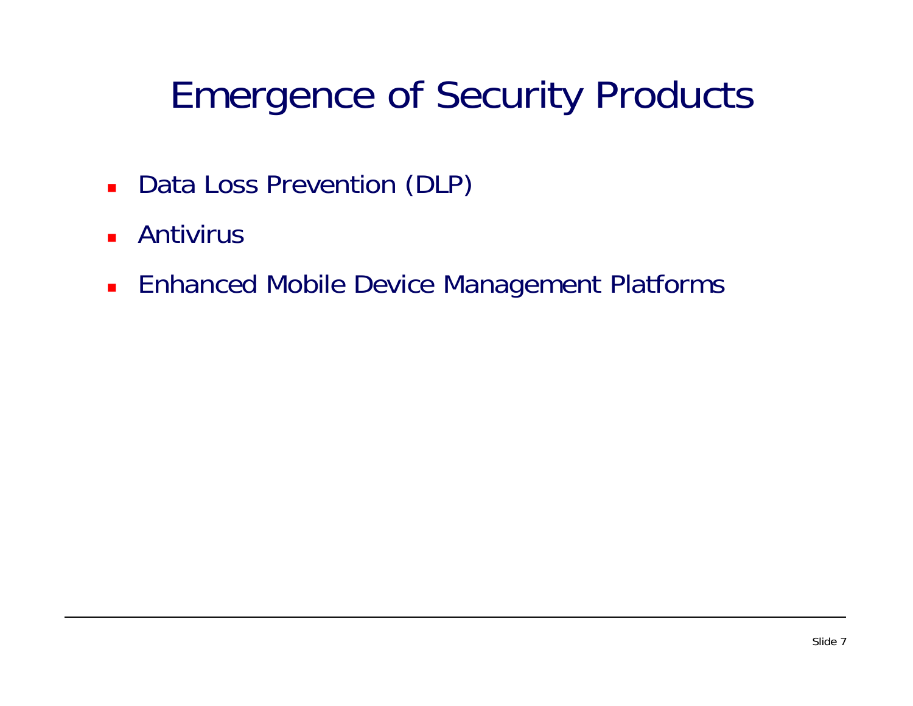# Emergence of Security Products

- Data Loss Prevention (DLP)
- Antivirus
- Enhanced Mobile Device Management Platforms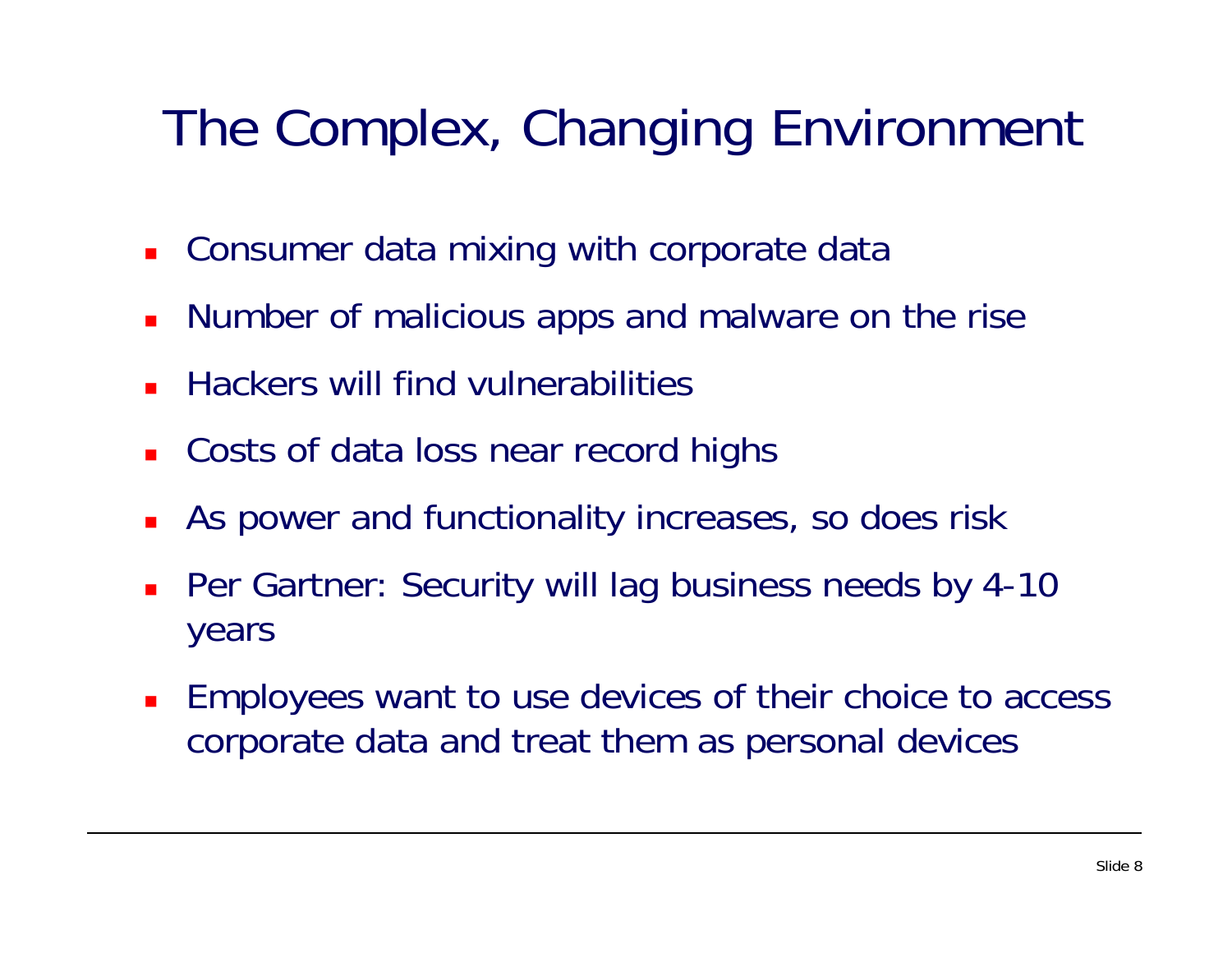# The Complex, Changing Environment

- Consumer data mixing with corporate data
- Number of malicious apps and malware on the rise
- Hackers will find vulnerabilities
- Costs of data loss near record highs
- As power and functionality increases, so does risk
- Per Gartner: Security will lag business needs by 4-10 years
- Employees want to use devices of their choice to access corporate data and treat them as personal devices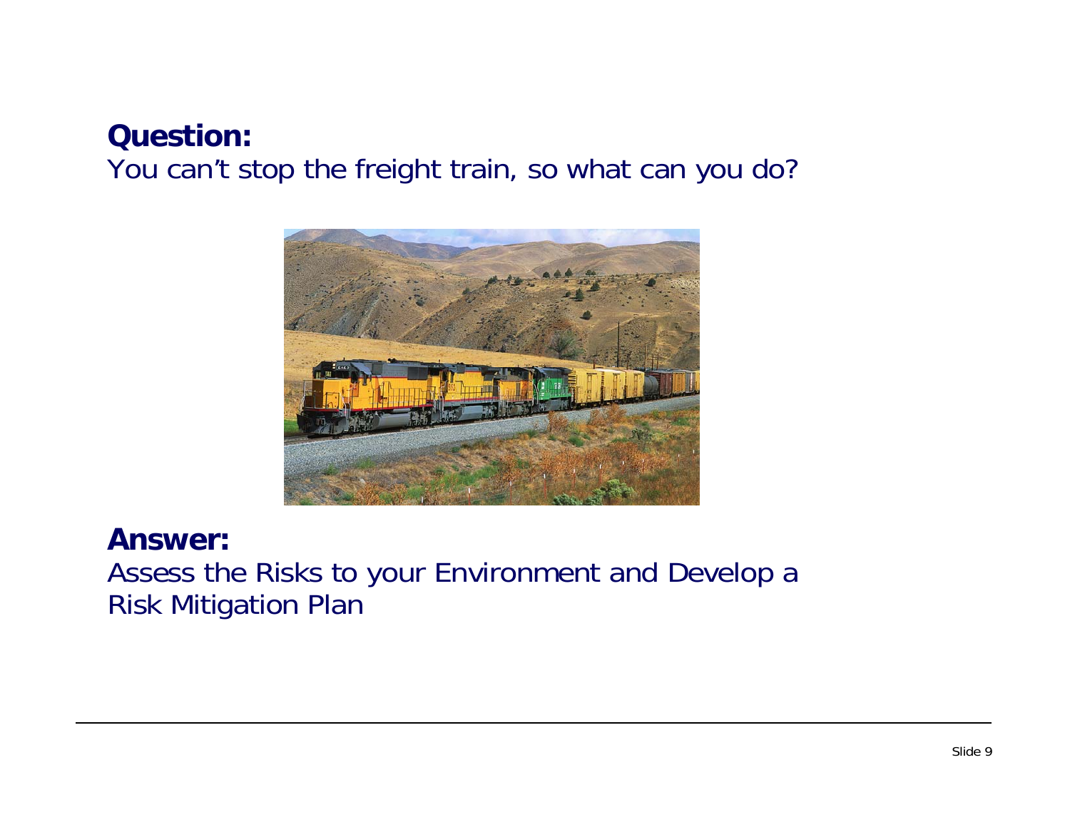**Question:**
You can't stop the freight train, so what can you do?

**Answer:**
Assess the Risks to your Environment and Develop a Risk Mitigation Plan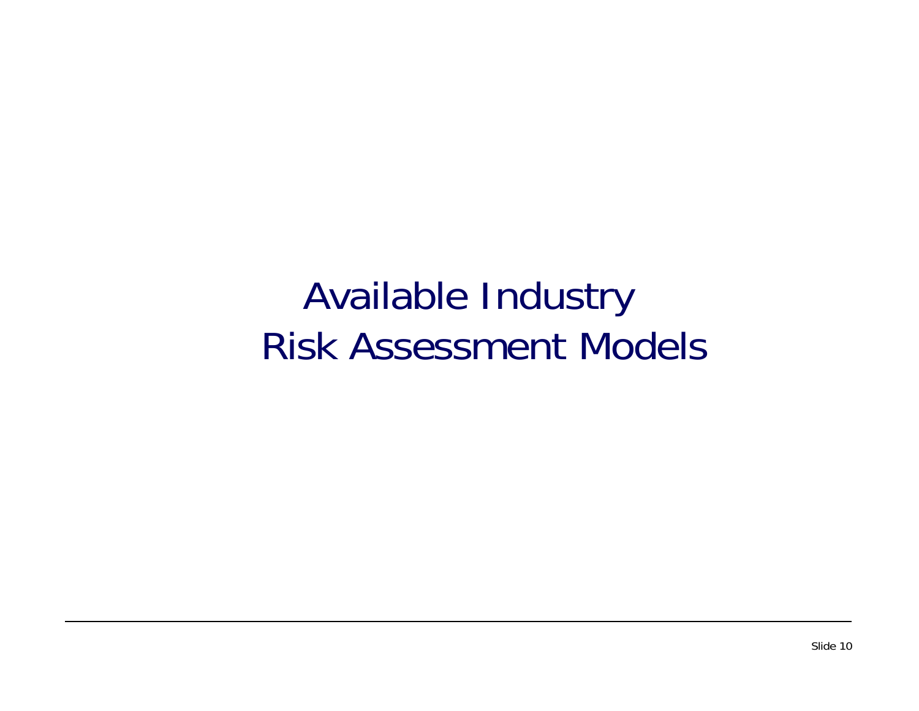# Available Industry Risk Assessment Models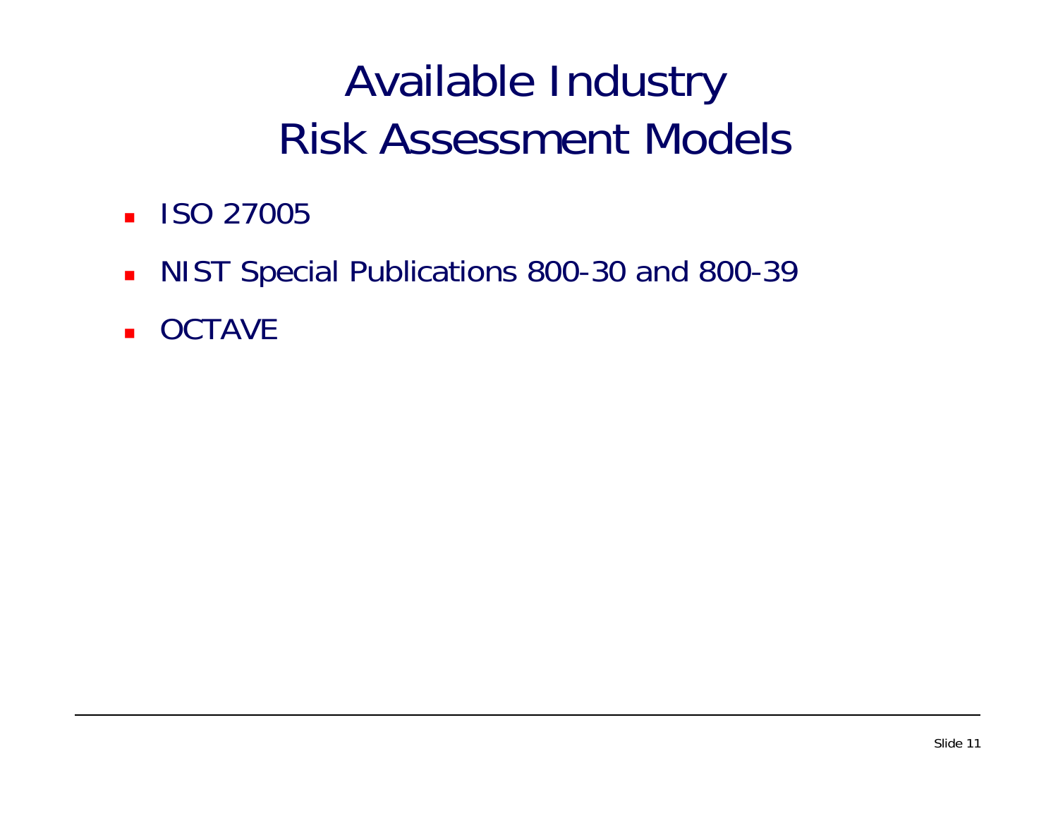# Available Industry Risk Assessment Models

- ISO 27005
- NIST Special Publications 800-30 and 800-39
- OCTAVE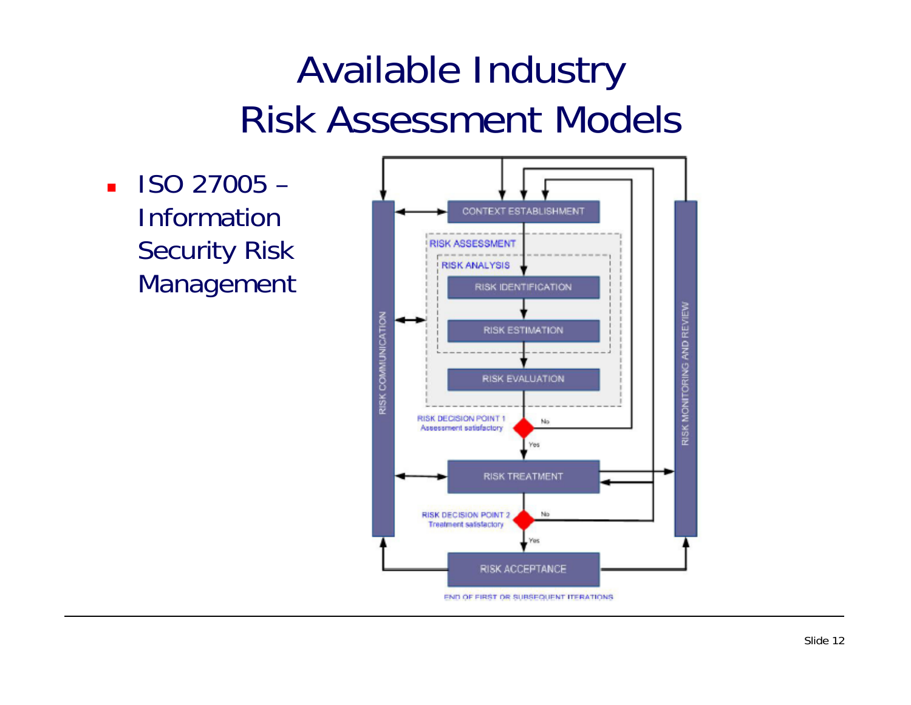# Available Industry Risk Assessment Models

- ISO 27005 – Information Security Risk Management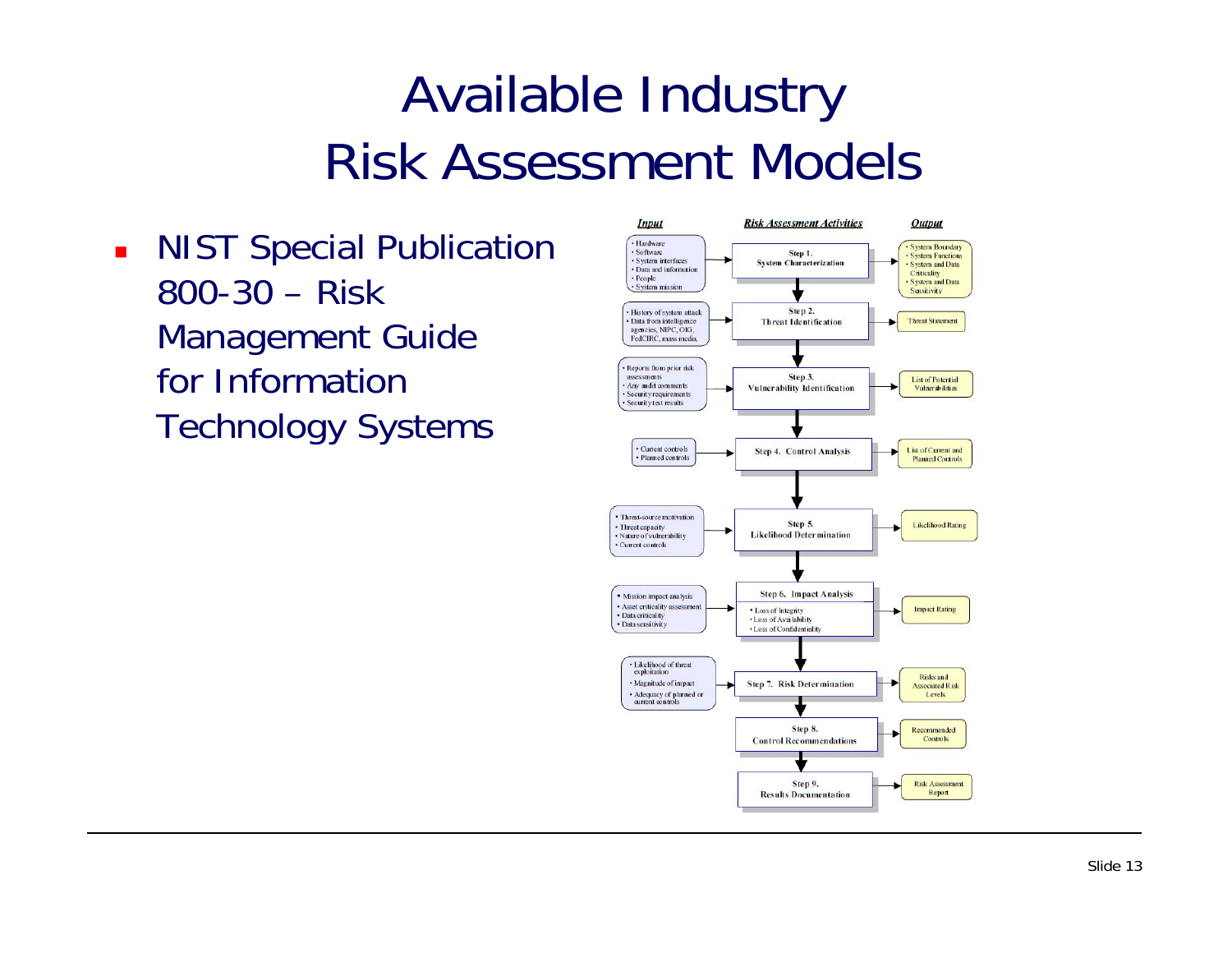# Available Industry Risk Assessment Models

- NIST Special Publication 800-30 – Risk Management Guide for Information Technology Systems

| Input | Risk Assessment Activities | Output |
| --- | --- | --- |
| • Hardware<br>• Software<br>• System interfaces<br>• Data and information<br>• People<br>• System mission | Step 1. System Characterization | • System Boundary<br>• System Functions<br>• System and Data Criticality<br>• System and Data Sensitivity |
| • History of system attack<br>• Data from intelligence agencies, NIPC, OIG, FedCIRC, mass media, | Step 2. Threat Identification | Threat Statement |
| • Reports from prior risk assessments<br>• Any audit comments<br>• Security requirements<br>• Security test results | Step 3. Vulnerability Identification | List of Potential Vulnerabilities |
| • Current controls<br>• Planned controls | Step 4. Control Analysis | List of Current and Planned Controls |
| • Threat-source motivation<br>• Threat capacity<br>• Nature of vulnerability<br>• Current controls | Step 5. Likelihood Determination | Likelihood Rating |
| • Mission impact analysis<br>• Asset criticality assessment<br>• Data criticality<br>• Data sensitivity | Step 6. Impact Analysis<br>• Loss of Integrity<br>• Loss of Availability<br>• Loss of Confidentiality | Impact Rating |
| • Likelihood of threat exploitation<br>• Magnitude of impact<br>• Adequacy of planned or current controls | Step 7. Risk Determination | Risks and Associated Risk Levels |
| | Step 8. Control Recommendations | Recommended Controls |
| | Step 9. Results Documentation | Risk Assessment Report |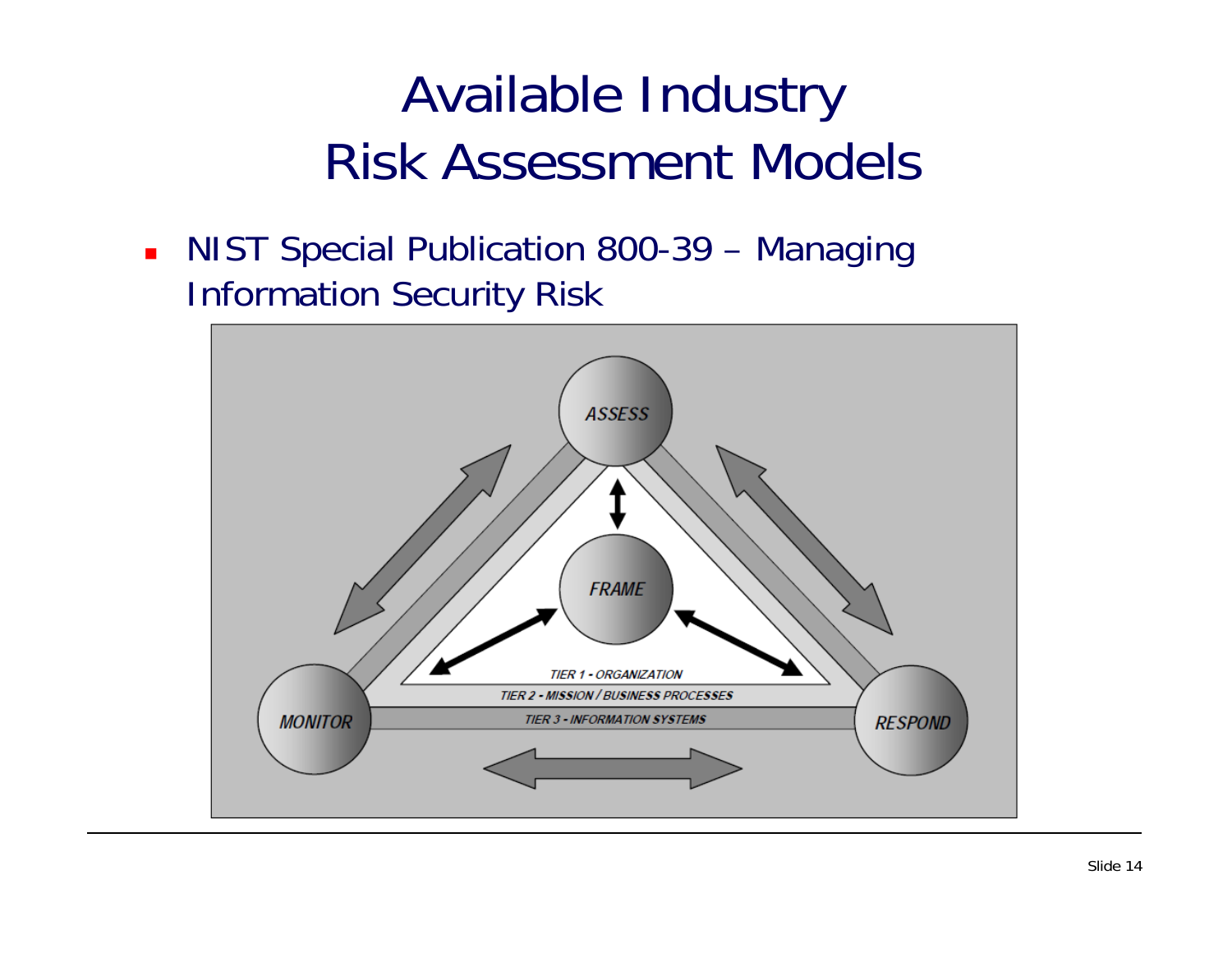# Available Industry Risk Assessment Models

- NIST Special Publication 800-39 – Managing Information Security Risk

ASSESS

FRAME

MONITOR

RESPOND

TIER 1 - ORGANIZATION

TIER 2 - MISSION / BUSINESS PROCESSES

TIER 3 - INFORMATION SYSTEMS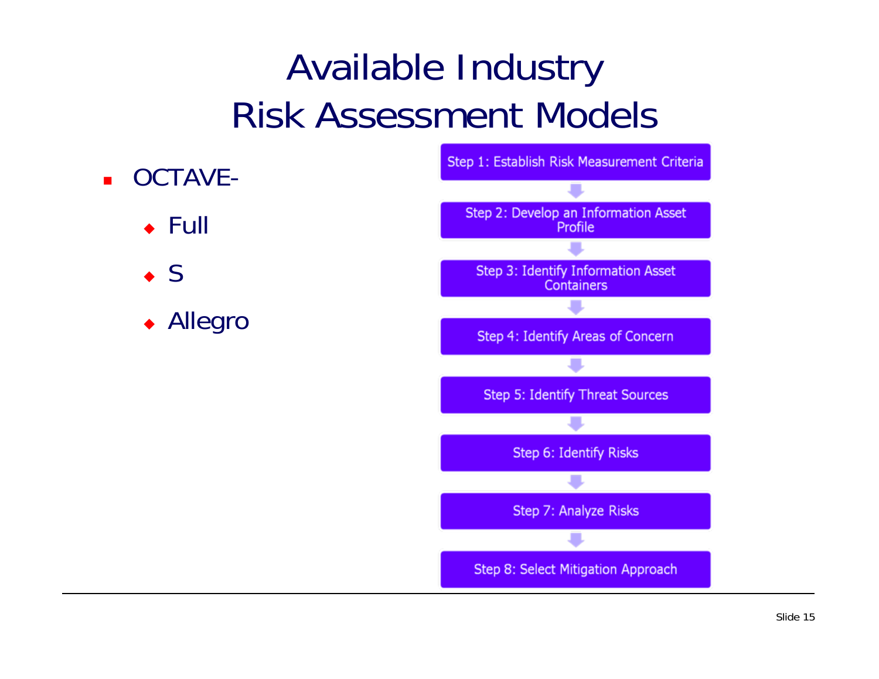# Available Industry Risk Assessment Models

- OCTAVE-
  - Full
  - S
  - Allegro

Step 1: Establish Risk Measurement Criteria

Step 2: Develop an Information Asset Profile

Step 3: Identify Information Asset Containers

Step 4: Identify Areas of Concern

Step 5: Identify Threat Sources

Step 6: Identify Risks

Step 7: Analyze Risks

Step 8: Select Mitigation Approach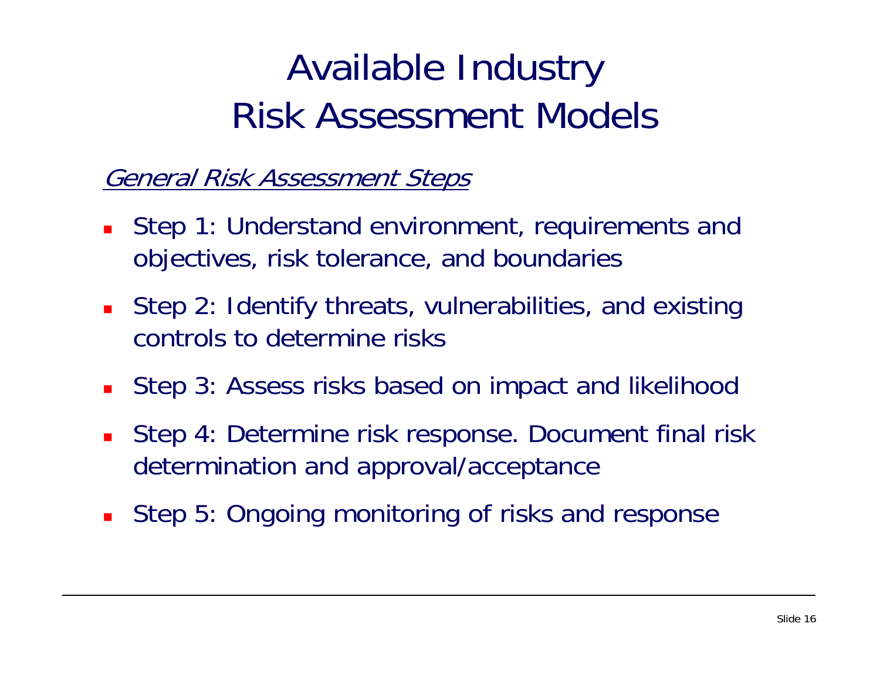# Available Industry Risk Assessment Models

*General Risk Assessment Steps*

- Step 1: Understand environment, requirements and objectives, risk tolerance, and boundaries
- Step 2: Identify threats, vulnerabilities, and existing controls to determine risks
- Step 3: Assess risks based on impact and likelihood
- Step 4: Determine risk response. Document final risk determination and approval/acceptance
- Step 5: Ongoing monitoring of risks and response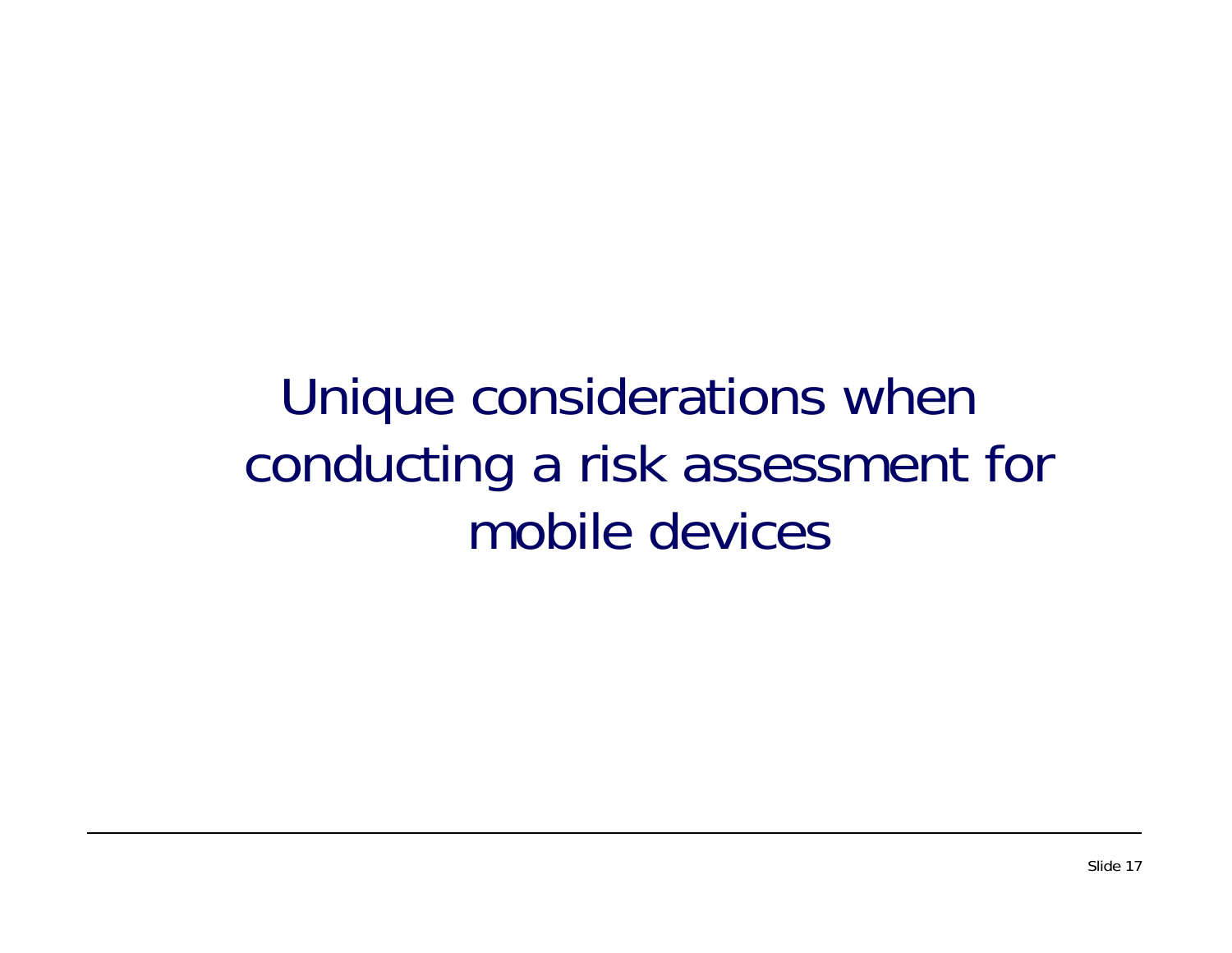# Unique considerations when conducting a risk assessment for mobile devices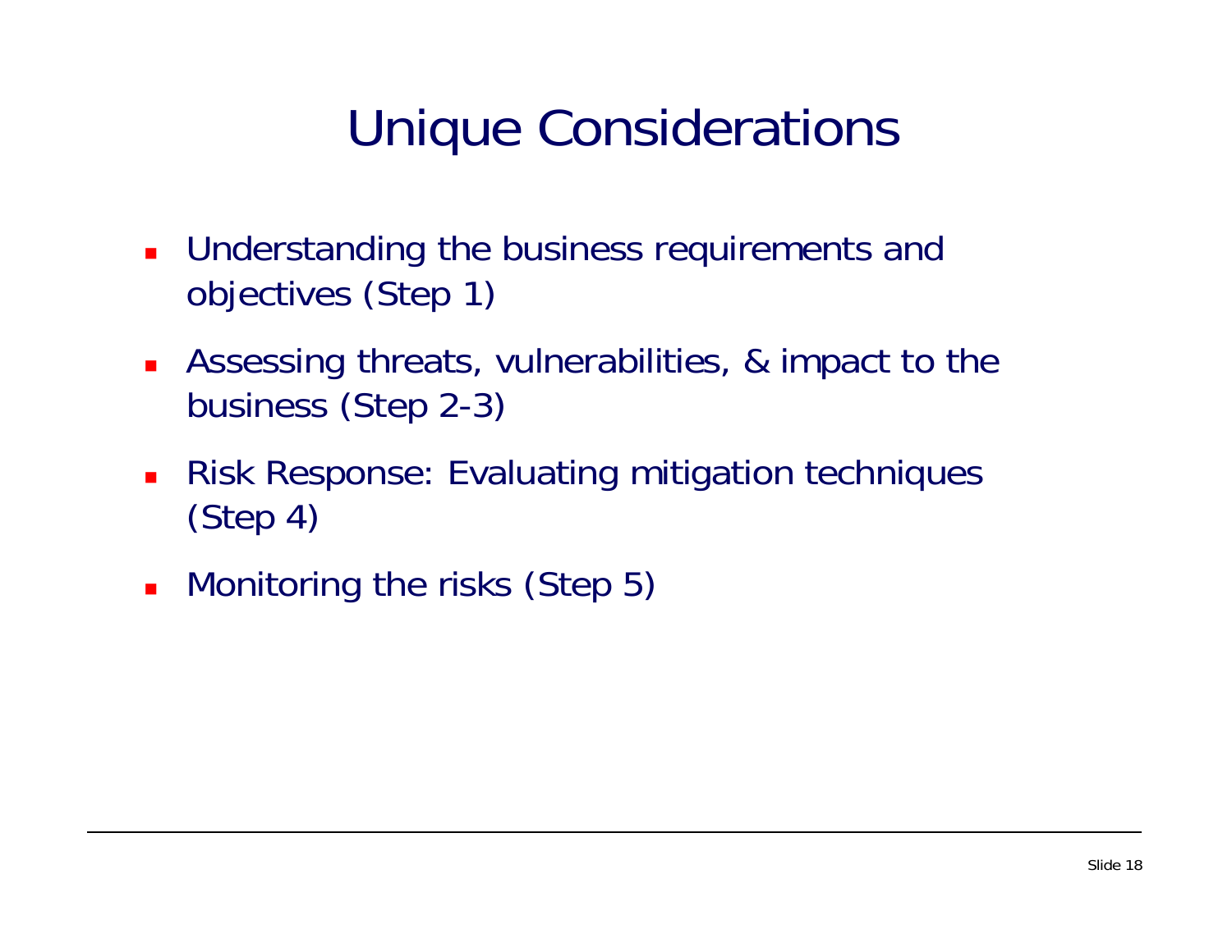# Unique Considerations

- Understanding the business requirements and objectives (Step 1)
- Assessing threats, vulnerabilities, & impact to the business (Step 2-3)
- Risk Response: Evaluating mitigation techniques (Step 4)
- Monitoring the risks (Step 5)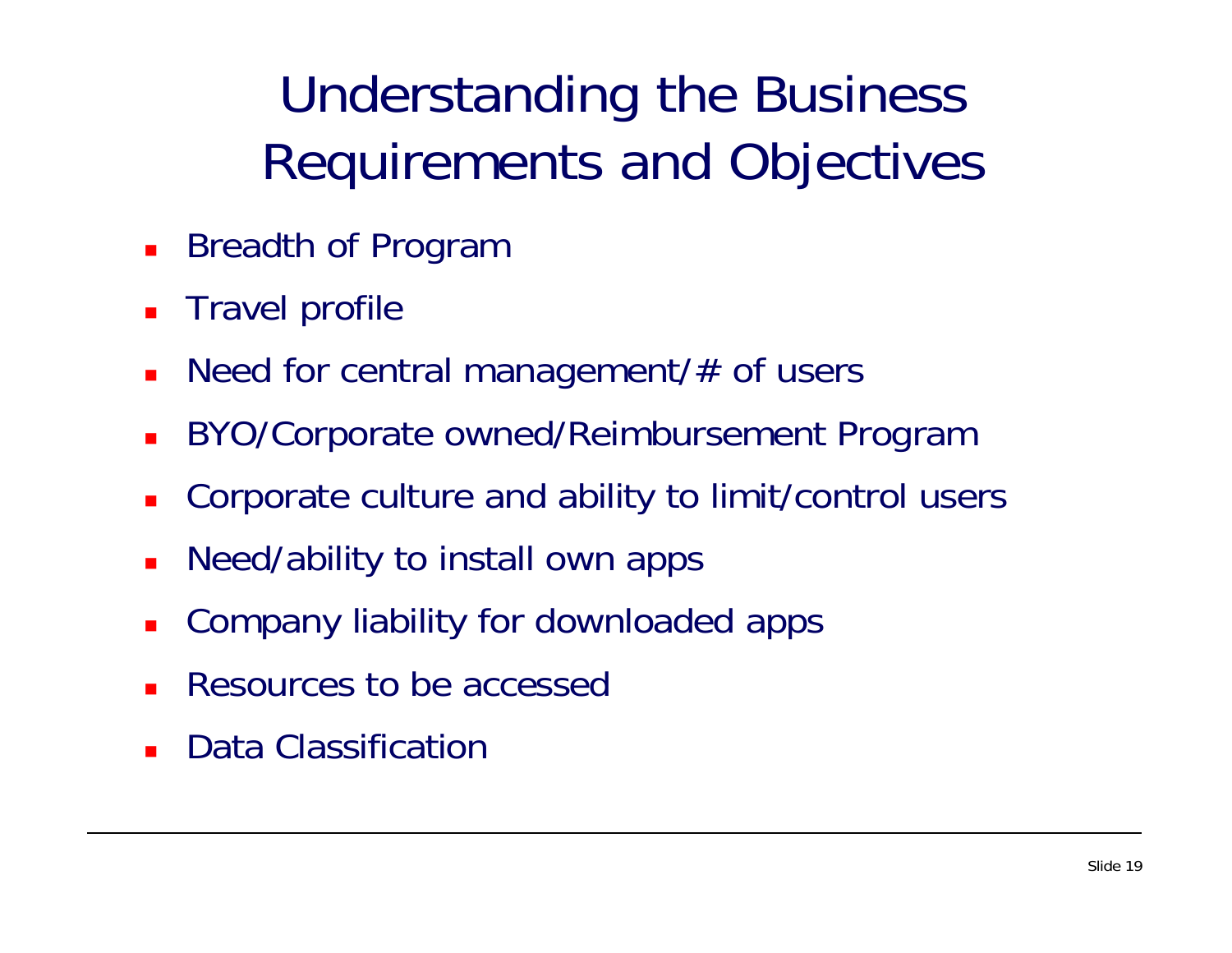# Understanding the Business Requirements and Objectives

- Breadth of Program
- Travel profile
- Need for central management/# of users
- BYO/Corporate owned/Reimbursement Program
- Corporate culture and ability to limit/control users
- Need/ability to install own apps
- Company liability for downloaded apps
- Resources to be accessed
- Data Classification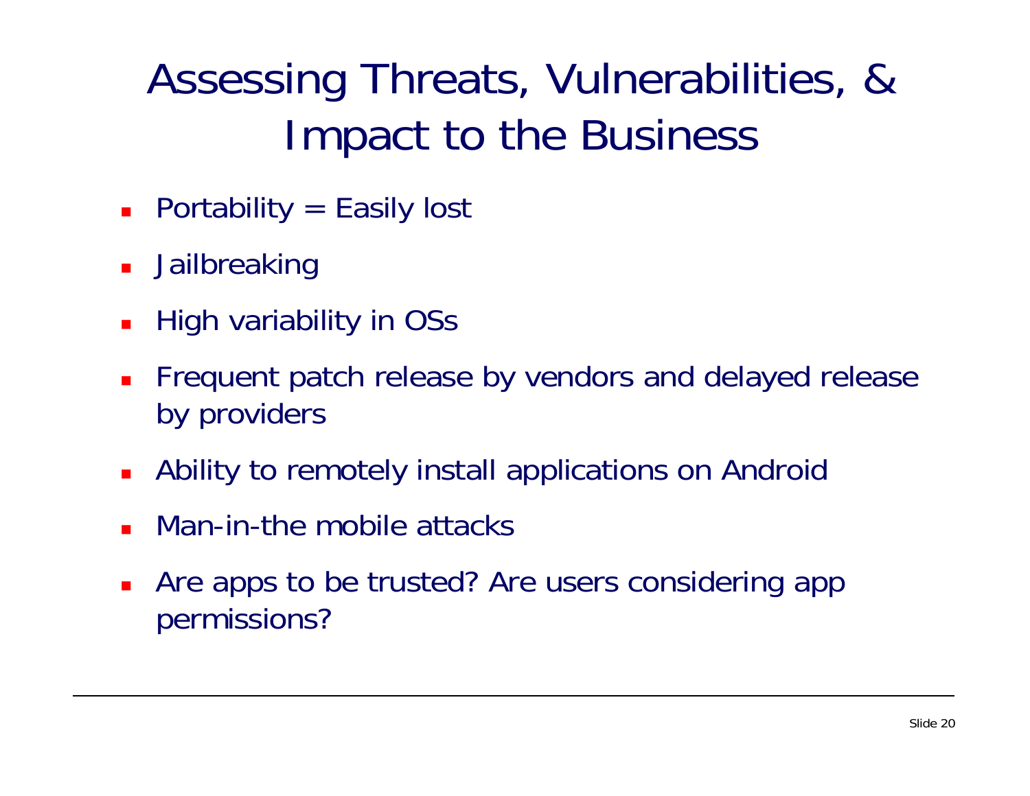# Assessing Threats, Vulnerabilities, & Impact to the Business

- Portability = Easily lost
- Jailbreaking
- High variability in OSs
- Frequent patch release by vendors and delayed release by providers
- Ability to remotely install applications on Android
- Man-in-the mobile attacks
- Are apps to be trusted? Are users considering app permissions?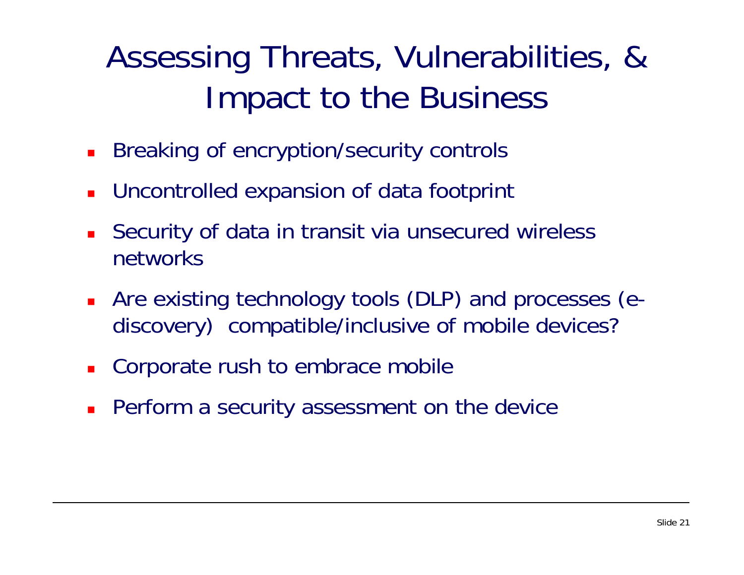# Assessing Threats, Vulnerabilities, & Impact to the Business

- Breaking of encryption/security controls
- Uncontrolled expansion of data footprint
- Security of data in transit via unsecured wireless networks
- Are existing technology tools (DLP) and processes (e-discovery) compatible/inclusive of mobile devices?
- Corporate rush to embrace mobile
- Perform a security assessment on the device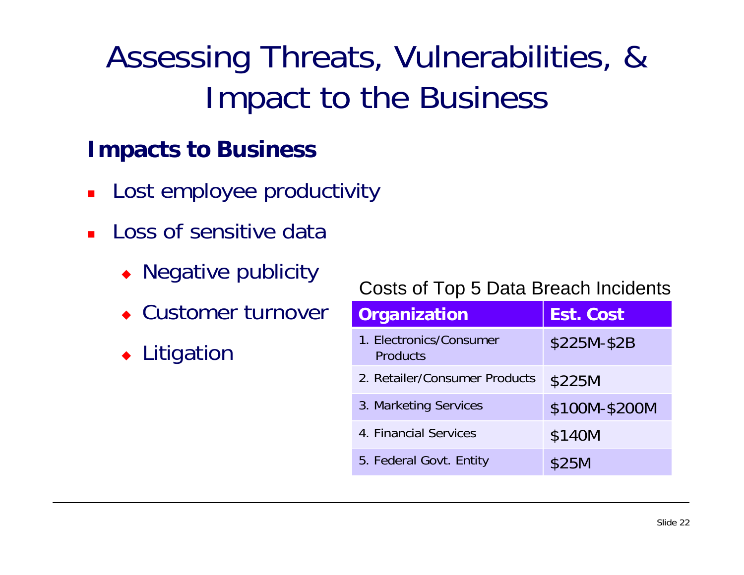# Assessing Threats, Vulnerabilities, & Impact to the Business

## Impacts to Business

- Lost employee productivity
- Loss of sensitive data
  - Negative publicity
  - Customer turnover
  - Litigation

Costs of Top 5 Data Breach Incidents

| Organization | Est. Cost |
| --- | --- |
| 1. Electronics/Consumer Products | $225M-$2B |
| 2. Retailer/Consumer Products | $225M |
| 3. Marketing Services | $100M-$200M |
| 4. Financial Services | $140M |
| 5. Federal Govt. Entity | $25M |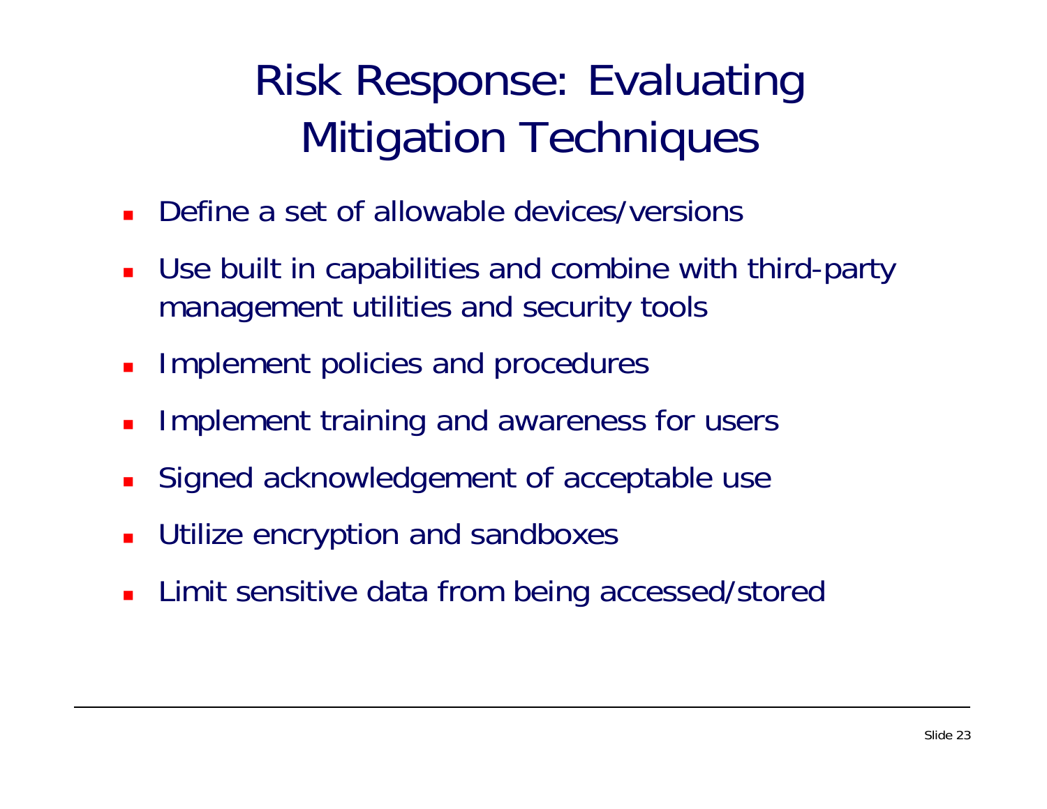# Risk Response: Evaluating Mitigation Techniques

- Define a set of allowable devices/versions
- Use built in capabilities and combine with third-party management utilities and security tools
- Implement policies and procedures
- Implement training and awareness for users
- Signed acknowledgement of acceptable use
- Utilize encryption and sandboxes
- Limit sensitive data from being accessed/stored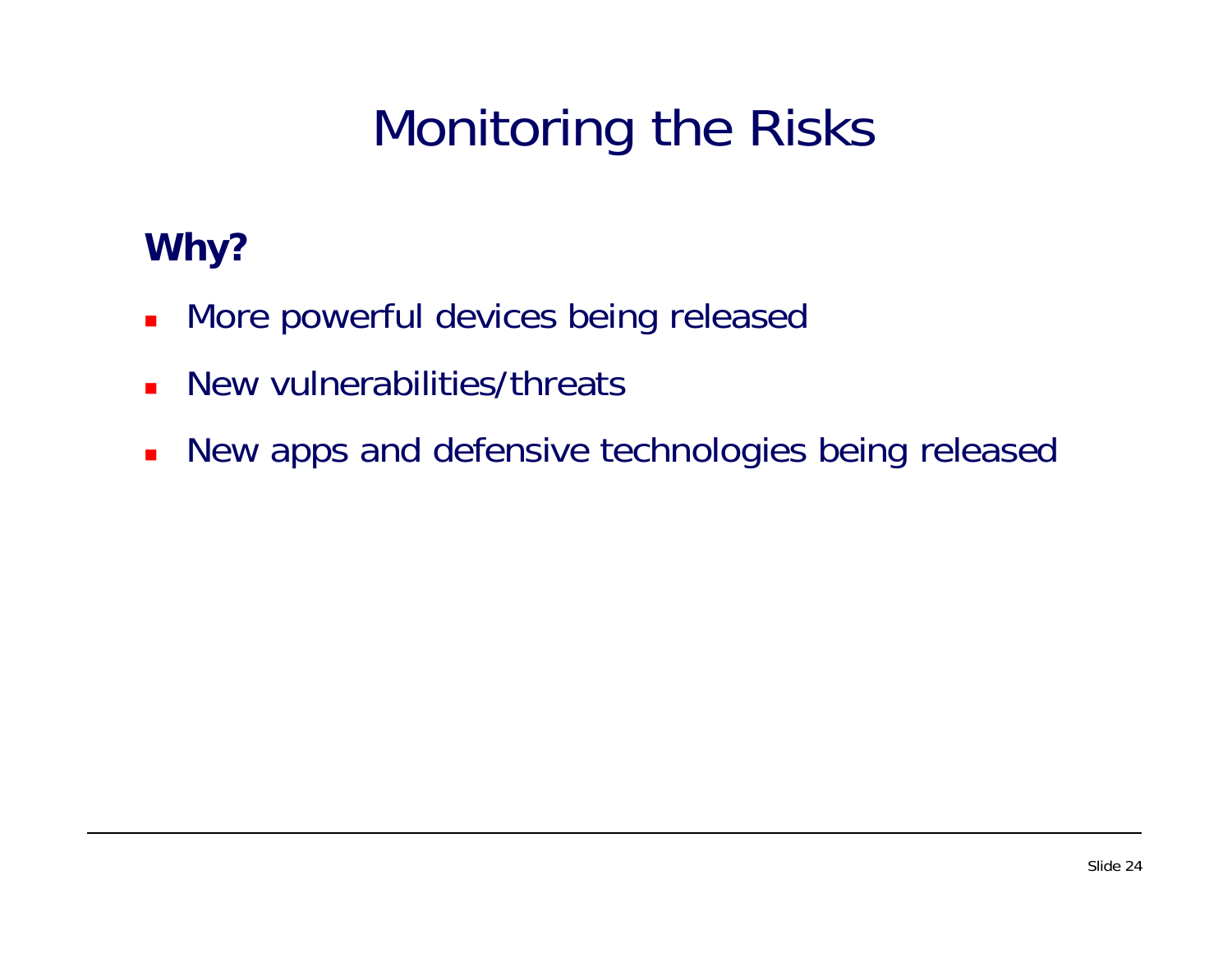# Monitoring the Risks

**Why?**

- More powerful devices being released
- New vulnerabilities/threats
- New apps and defensive technologies being released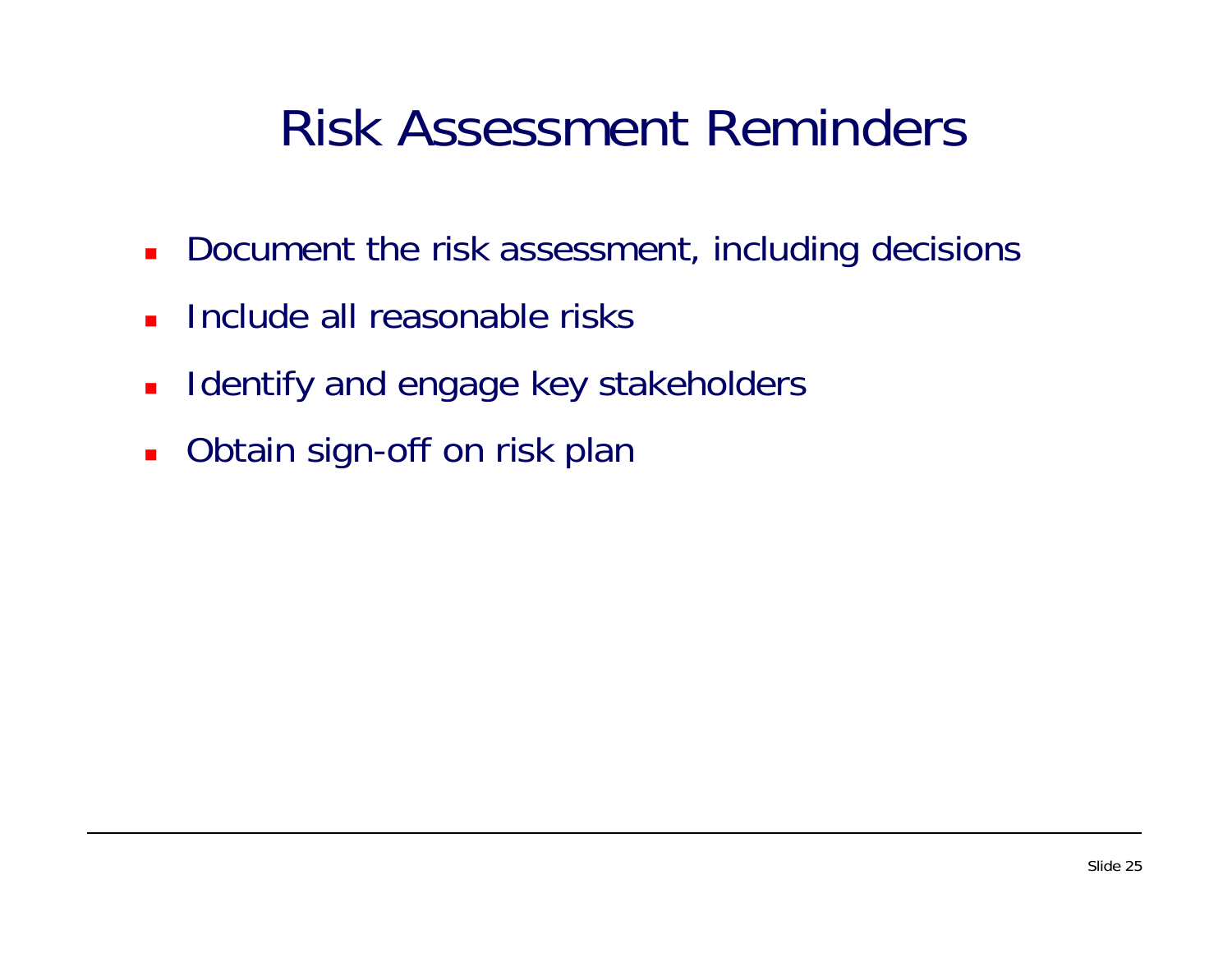# Risk Assessment Reminders

- Document the risk assessment, including decisions
- Include all reasonable risks
- Identify and engage key stakeholders
- Obtain sign-off on risk plan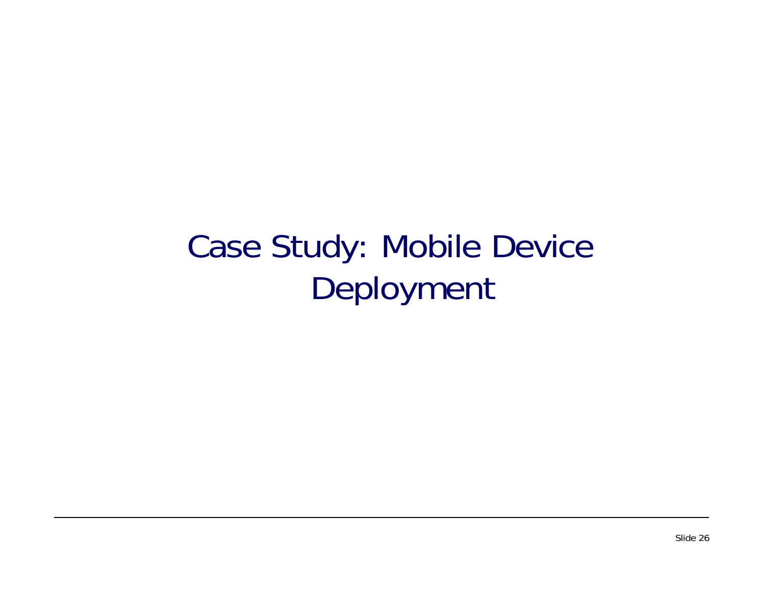# Case Study: Mobile Device Deployment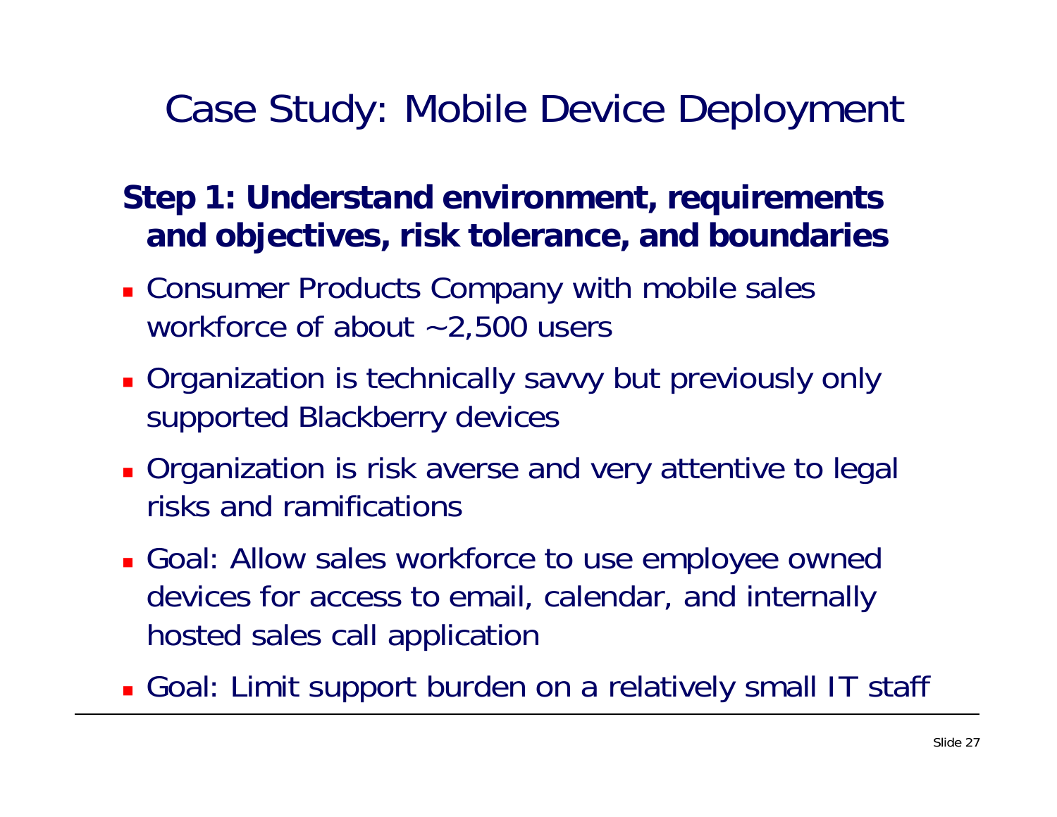# Case Study: Mobile Device Deployment

**Step 1: Understand environment, requirements and objectives, risk tolerance, and boundaries**

- Consumer Products Company with mobile sales workforce of about ~2,500 users
- Organization is technically savvy but previously only supported Blackberry devices
- Organization is risk averse and very attentive to legal risks and ramifications
- Goal: Allow sales workforce to use employee owned devices for access to email, calendar, and internally hosted sales call application
- Goal: Limit support burden on a relatively small IT staff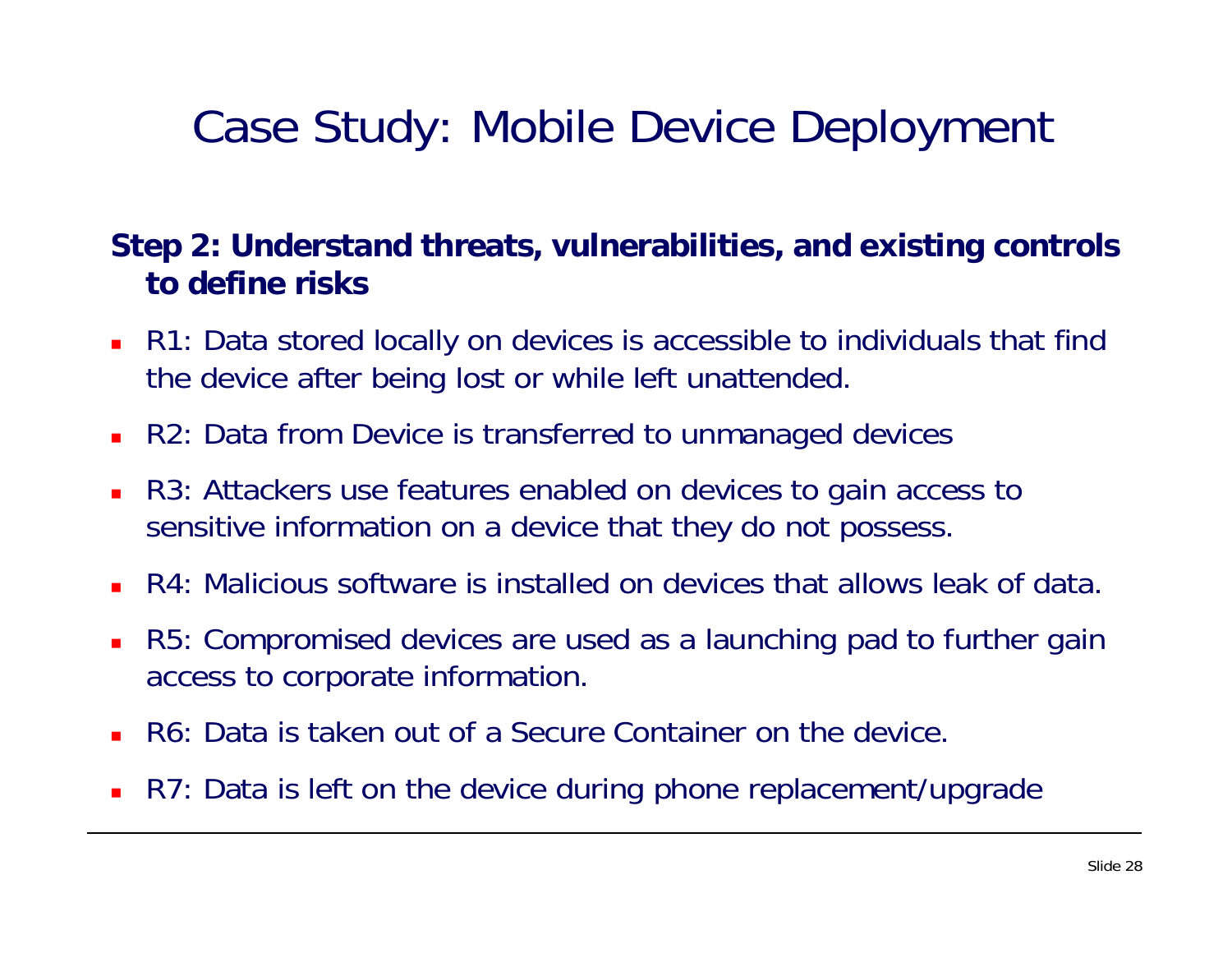# Case Study: Mobile Device Deployment

**Step 2: Understand threats, vulnerabilities, and existing controls to define risks**

- R1: Data stored locally on devices is accessible to individuals that find the device after being lost or while left unattended.
- R2: Data from Device is transferred to unmanaged devices
- R3: Attackers use features enabled on devices to gain access to sensitive information on a device that they do not possess.
- R4: Malicious software is installed on devices that allows leak of data.
- R5: Compromised devices are used as a launching pad to further gain access to corporate information.
- R6: Data is taken out of a Secure Container on the device.
- R7: Data is left on the device during phone replacement/upgrade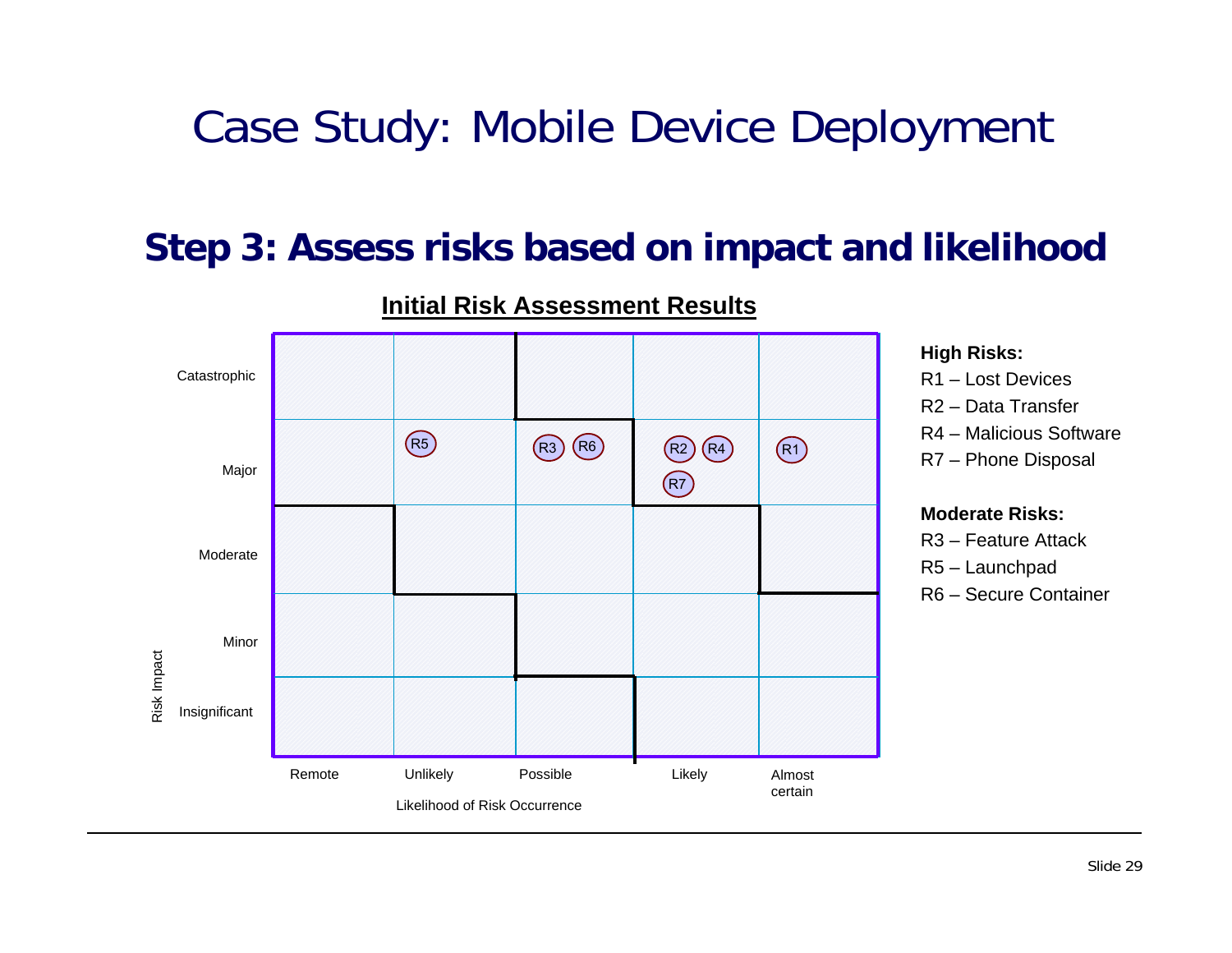# Case Study: Mobile Device Deployment

## Step 3: Assess risks based on impact and likelihood

**Initial Risk Assessment Results**

| Risk Impact | Remote | Unlikely | Possible | Likely | Almost certain |
|---|---|---|---|---|---|
| Catastrophic | | | | | |
| Major | | R5 | R3, R6 | R2, R4, R7 | R1 |
| Moderate | | | | | |
| Minor | | | | | |
| Insignificant | | | | | |

Likelihood of Risk Occurrence

**High Risks:**

R1 – Lost Devices
R2 – Data Transfer
R4 – Malicious Software
R7 – Phone Disposal

**Moderate Risks:**

R3 – Feature Attack
R5 – Launchpad
R6 – Secure Container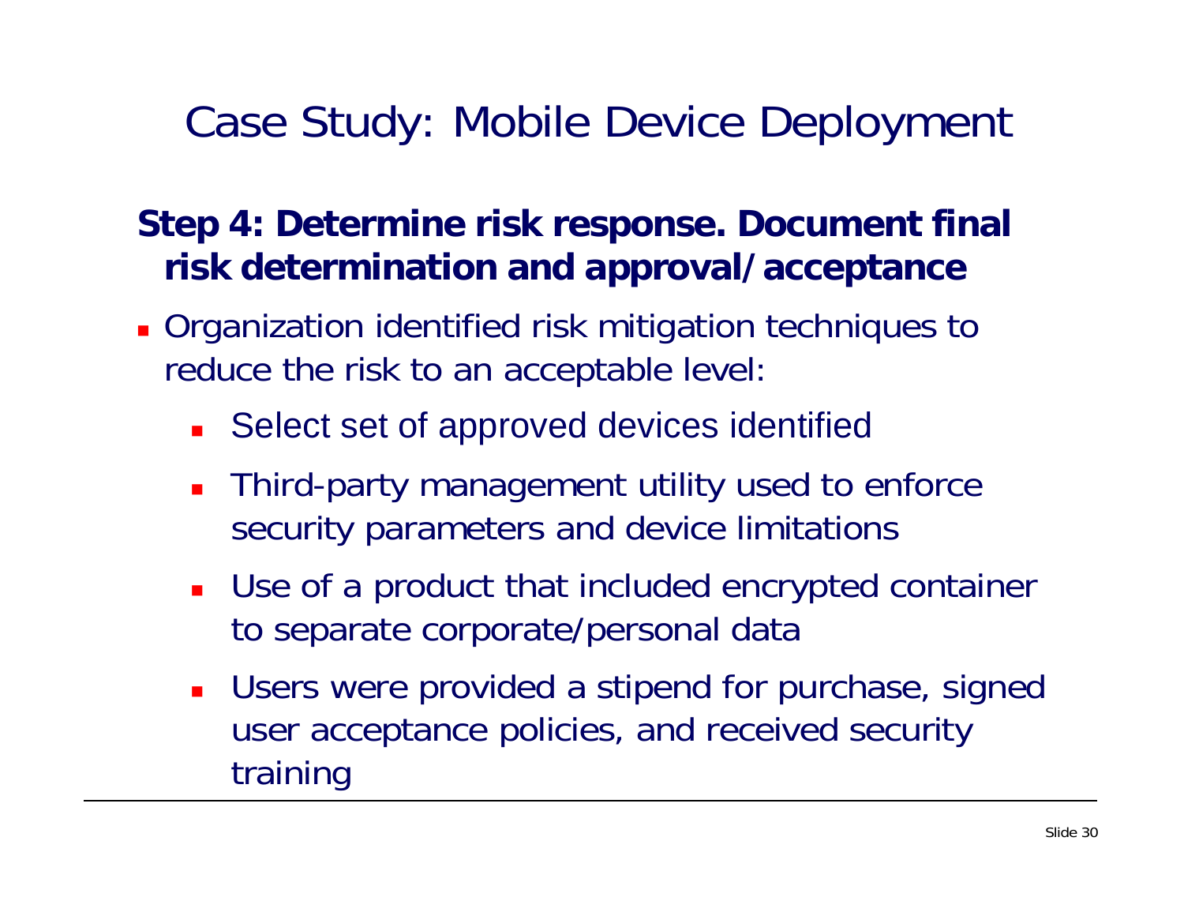# Case Study: Mobile Device Deployment

## Step 4: Determine risk response. Document final risk determination and approval/acceptance

- Organization identified risk mitigation techniques to reduce the risk to an acceptable level:
  - Select set of approved devices identified
  - Third-party management utility used to enforce security parameters and device limitations
  - Use of a product that included encrypted container to separate corporate/personal data
  - Users were provided a stipend for purchase, signed user acceptance policies, and received security training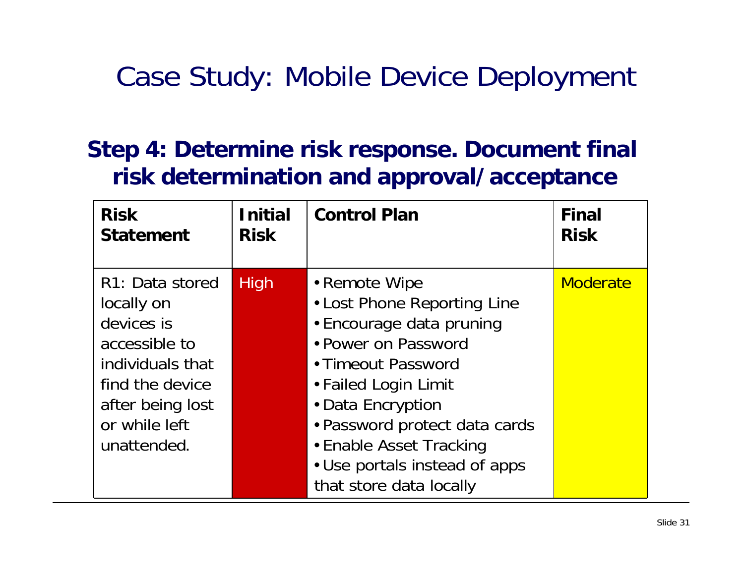# Case Study: Mobile Device Deployment

## Step 4: Determine risk response. Document final risk determination and approval/acceptance

| Risk Statement | Initial Risk | Control Plan | Final Risk |
|---|---|---|---|
| R1: Data stored locally on devices is accessible to individuals that find the device after being lost or while left unattended. | High | • Remote Wipe<br>• Lost Phone Reporting Line<br>• Encourage data pruning<br>• Power on Password<br>• Timeout Password<br>• Failed Login Limit<br>• Data Encryption<br>• Password protect data cards<br>• Enable Asset Tracking<br>• Use portals instead of apps that store data locally | Moderate |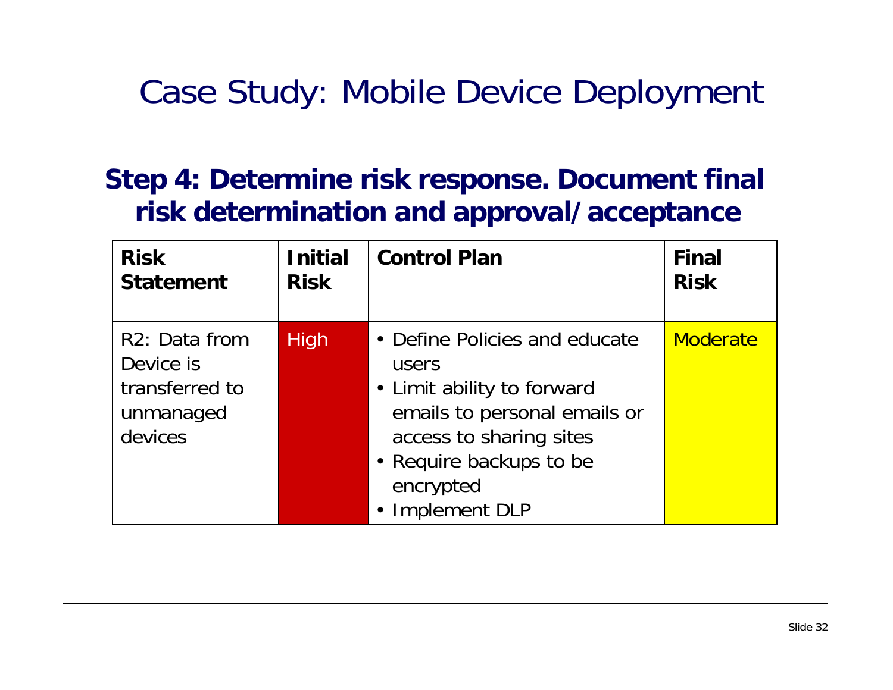# Case Study: Mobile Device Deployment

## Step 4: Determine risk response. Document final risk determination and approval/acceptance

| Risk Statement | Initial Risk | Control Plan | Final Risk |
|---|---|---|---|
| R2: Data from Device is transferred to unmanaged devices | High | • Define Policies and educate users<br>• Limit ability to forward emails to personal emails or access to sharing sites<br>• Require backups to be encrypted<br>• Implement DLP | Moderate |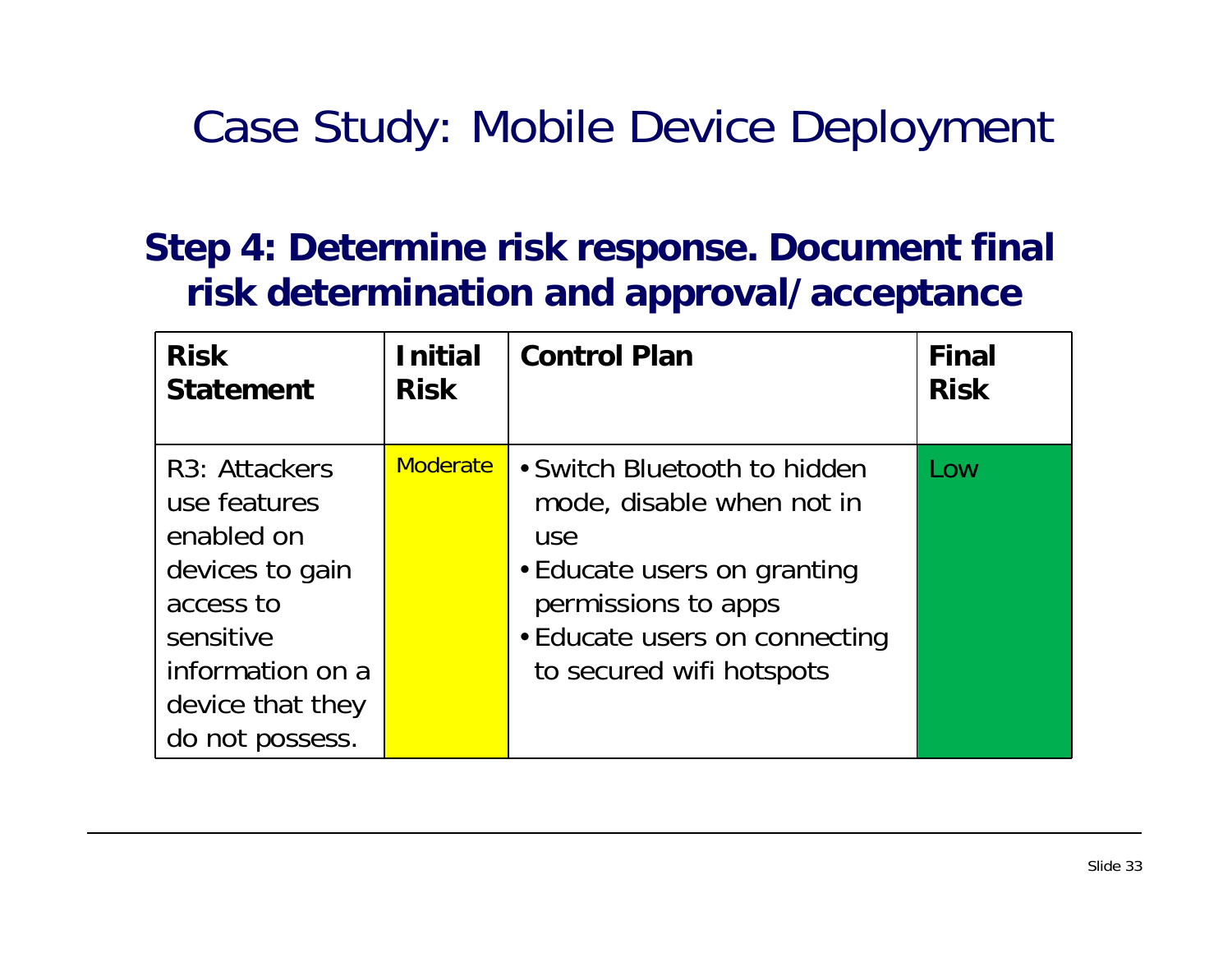# Case Study: Mobile Device Deployment

## Step 4: Determine risk response. Document final risk determination and approval/acceptance

| Risk Statement | Initial Risk | Control Plan | Final Risk |
|---|---|---|---|
| R3: Attackers use features enabled on devices to gain access to sensitive information on a device that they do not possess. | Moderate | • Switch Bluetooth to hidden mode, disable when not in use<br>• Educate users on granting permissions to apps<br>• Educate users on connecting to secured wifi hotspots | Low |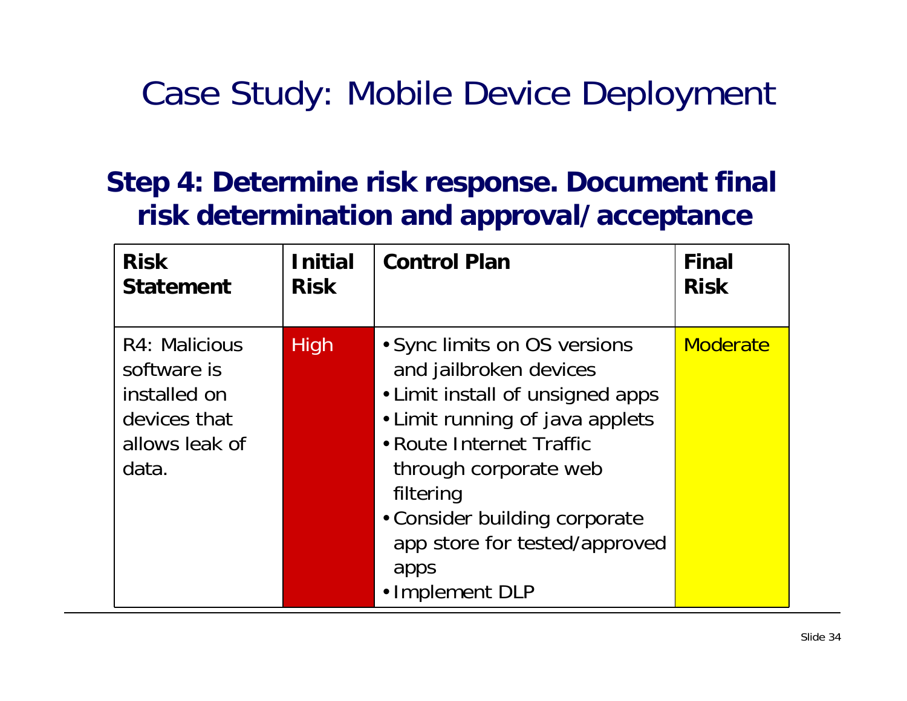# Case Study: Mobile Device Deployment

## Step 4: Determine risk response. Document final risk determination and approval/acceptance

| Risk Statement | Initial Risk | Control Plan | Final Risk |
|---|---|---|---|
| R4: Malicious software is installed on devices that allows leak of data. | High | • Sync limits on OS versions and jailbroken devices<br>• Limit install of unsigned apps<br>• Limit running of java applets<br>• Route Internet Traffic through corporate web filtering<br>• Consider building corporate app store for tested/approved apps<br>• Implement DLP | Moderate |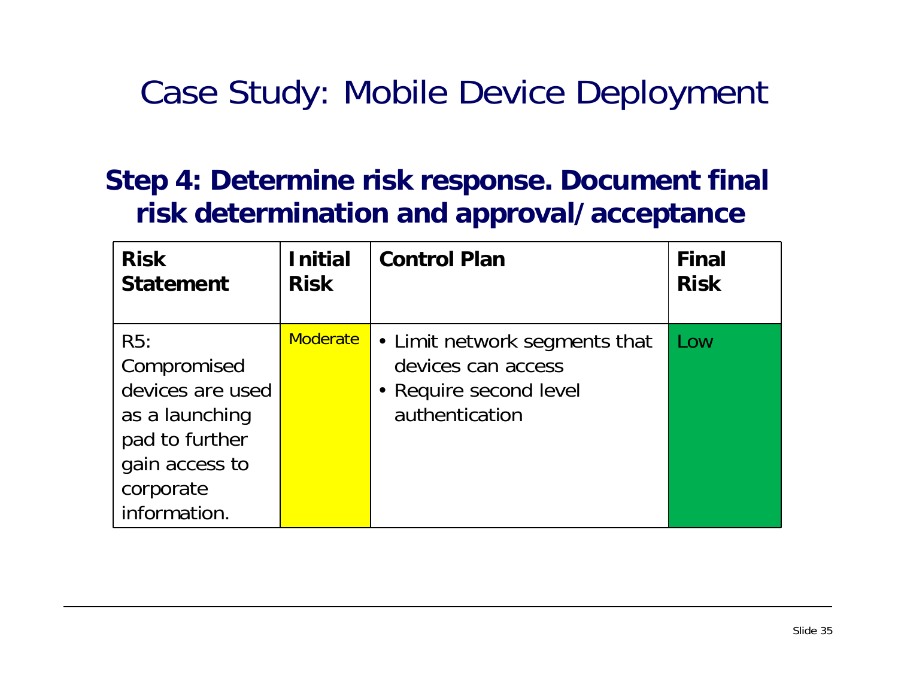# Case Study: Mobile Device Deployment

## Step 4: Determine risk response. Document final risk determination and approval/acceptance

| Risk Statement | Initial Risk | Control Plan | Final Risk |
|---|---|---|---|
| R5: Compromised devices are used as a launching pad to further gain access to corporate information. | Moderate | • Limit network segments that devices can access<br>• Require second level authentication | Low |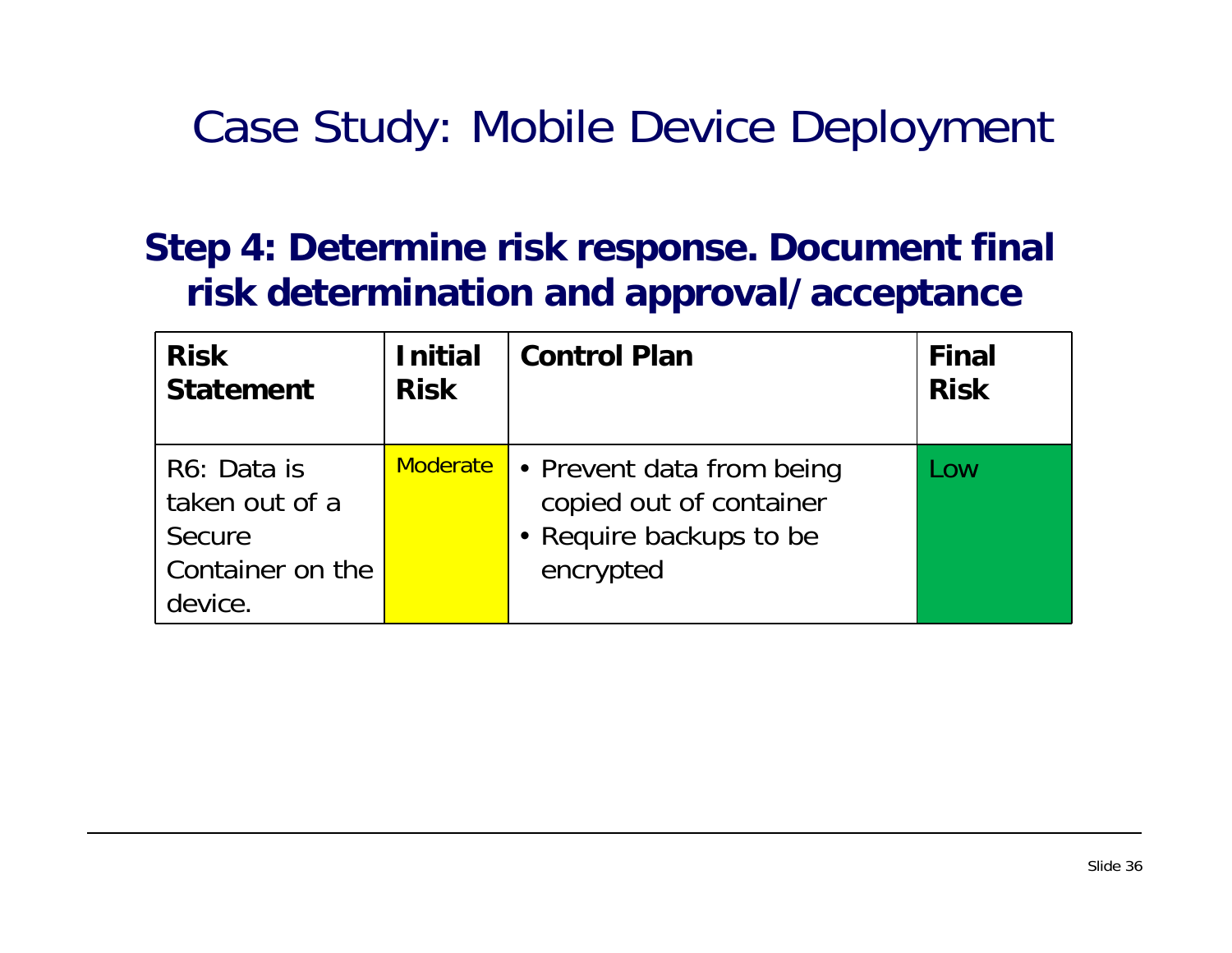# Case Study: Mobile Device Deployment

## Step 4: Determine risk response. Document final risk determination and approval/acceptance

| Risk Statement | Initial Risk | Control Plan | Final Risk |
|---|---|---|---|
| R6: Data is taken out of a Secure Container on the device. | Moderate | • Prevent data from being copied out of container<br>• Require backups to be encrypted | Low |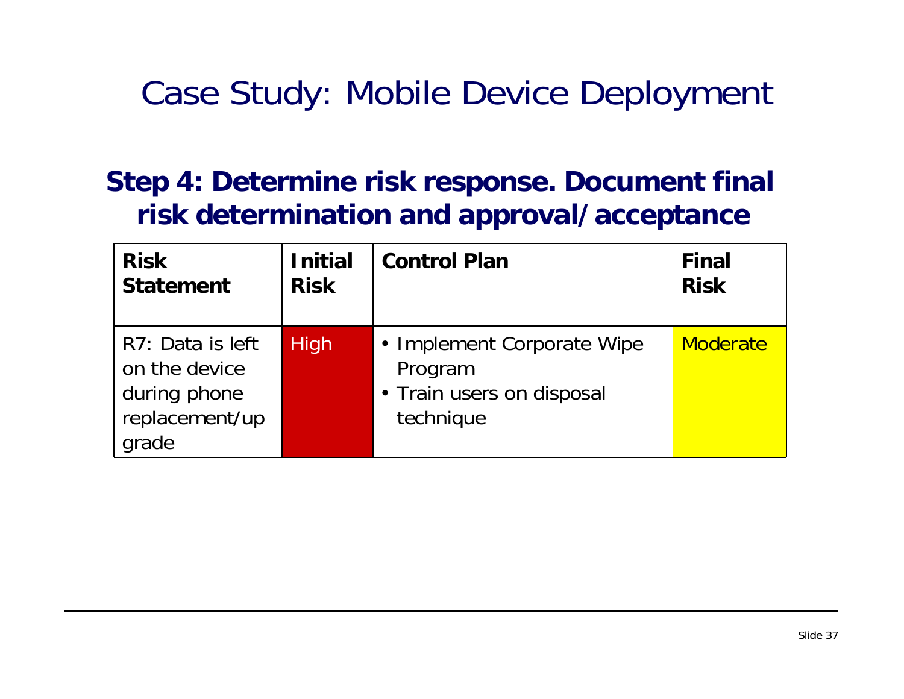# Case Study: Mobile Device Deployment

## Step 4: Determine risk response. Document final risk determination and approval/acceptance

| Risk Statement | Initial Risk | Control Plan | Final Risk |
|---|---|---|---|
| R7: Data is left on the device during phone replacement/upgrade | High | • Implement Corporate Wipe Program<br>• Train users on disposal technique | Moderate |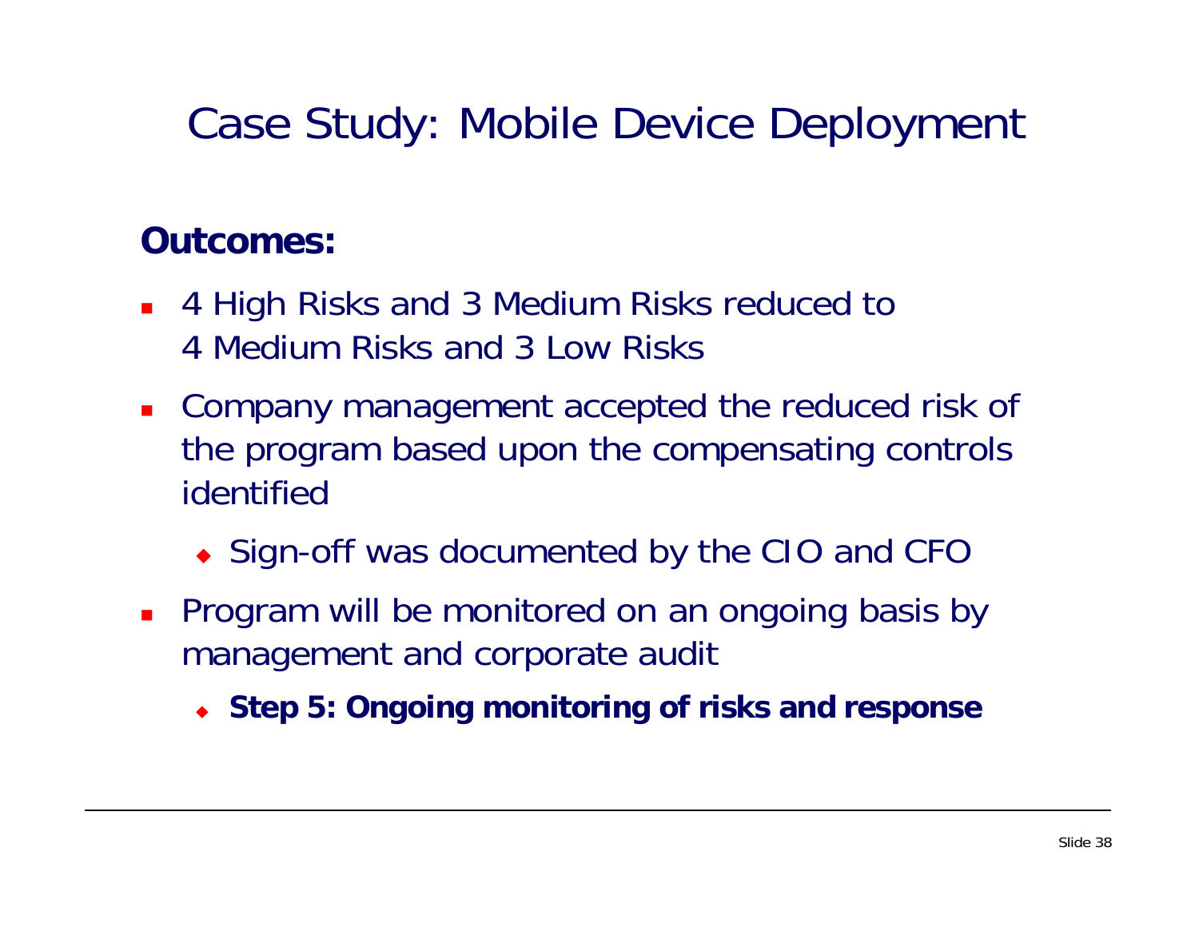# Case Study: Mobile Device Deployment

## Outcomes:

- 4 High Risks and 3 Medium Risks reduced to 4 Medium Risks and 3 Low Risks
- Company management accepted the reduced risk of the program based upon the compensating controls identified
  - Sign-off was documented by the CIO and CFO
- Program will be monitored on an ongoing basis by management and corporate audit
  - **Step 5: Ongoing monitoring of risks and response**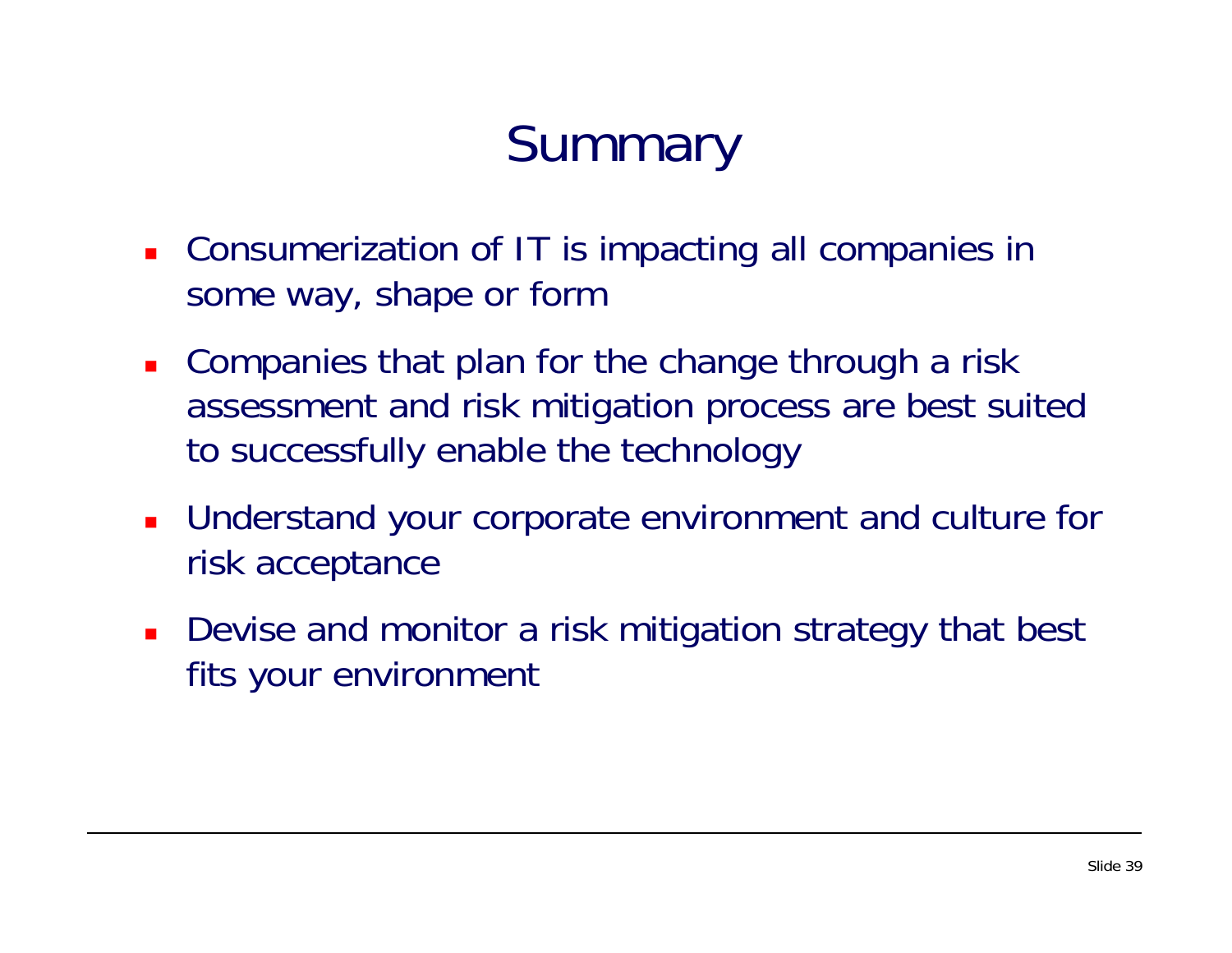# Summary

- Consumerization of IT is impacting all companies in some way, shape or form
- Companies that plan for the change through a risk assessment and risk mitigation process are best suited to successfully enable the technology
- Understand your corporate environment and culture for risk acceptance
- Devise and monitor a risk mitigation strategy that best fits your environment